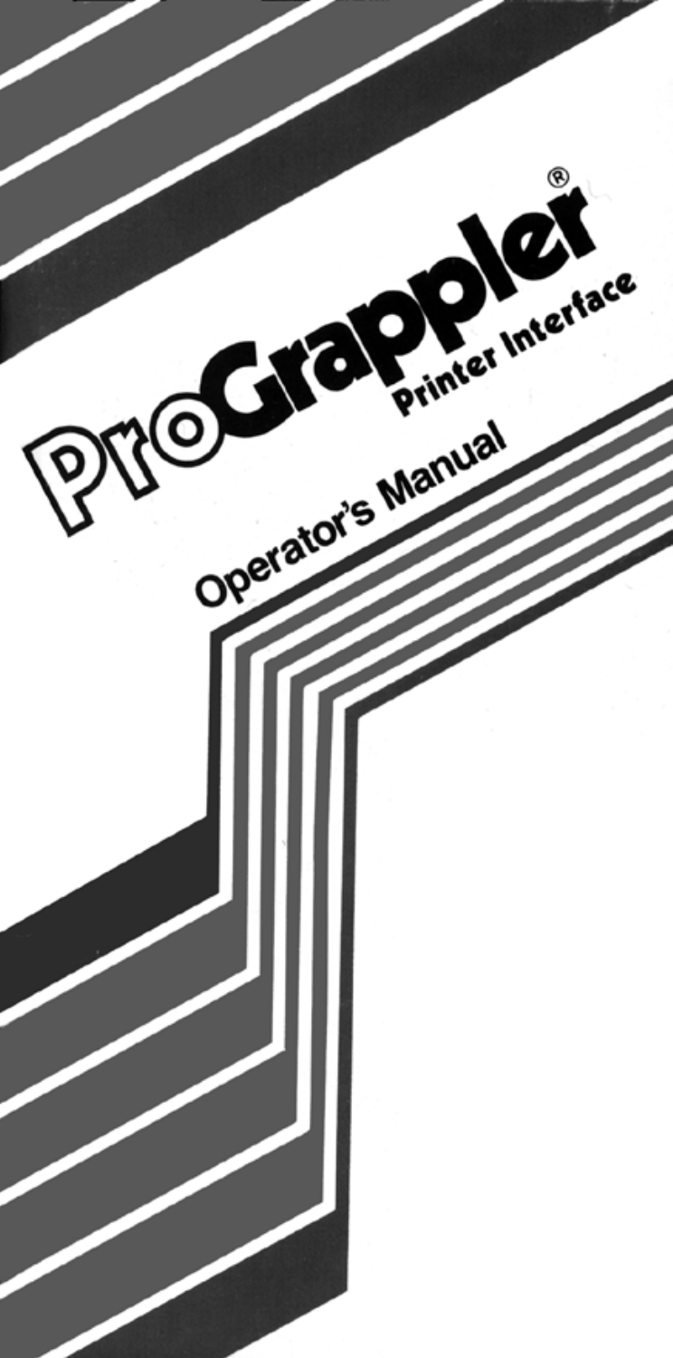# ProGrappler®

## Printer Interface

### Operator's Manual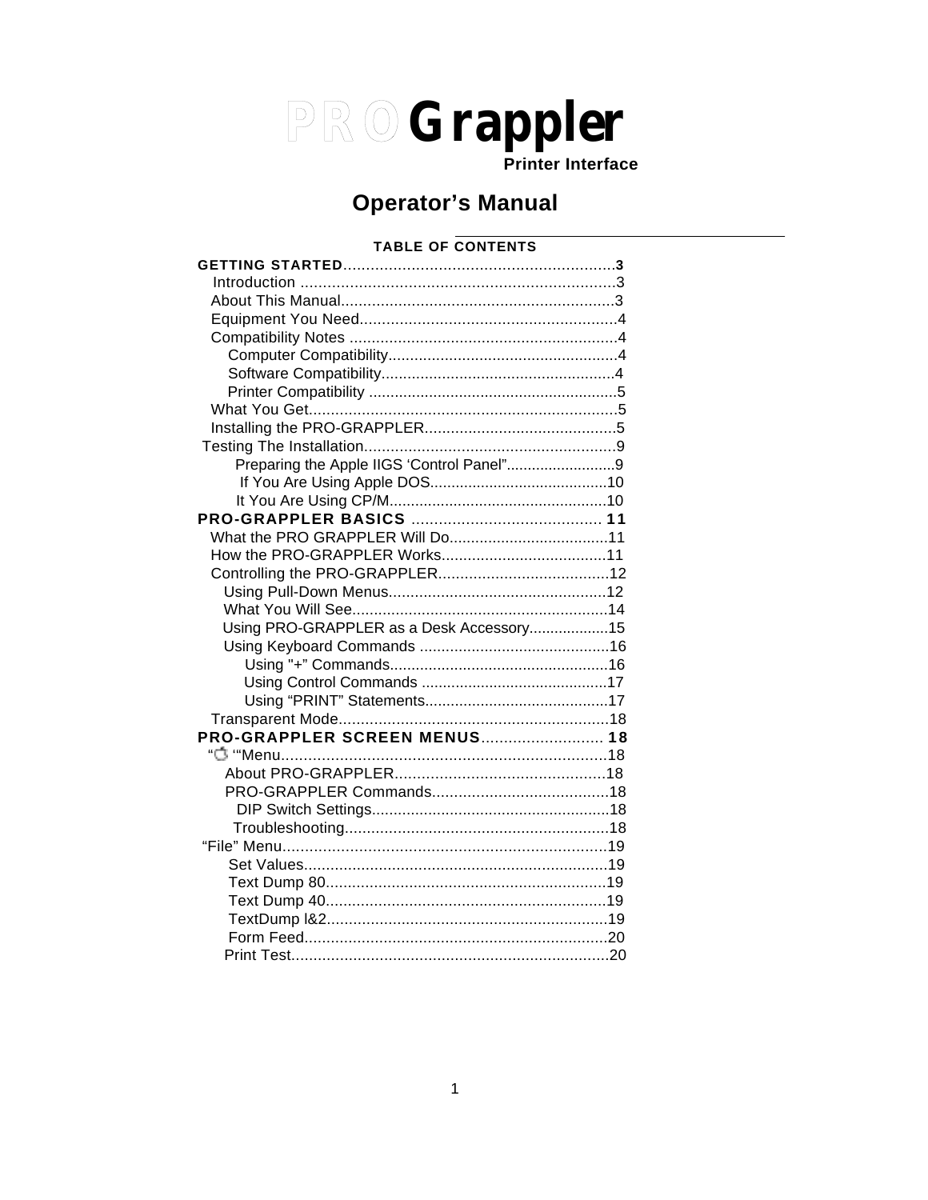# PROGrappler

**Printer Interface**

## Operator's Manual

**TABLE OF CONTENTS**

**GETTING STARTED**.............................................................**3**
- Introduction .......................................................................3
- About This Manual..............................................................3
- Equipment You Need...........................................................4
- Compatibility Notes .............................................................4
  - Computer Compatibility.....................................................4
  - Software Compatibility......................................................4
  - Printer Compatibility .........................................................5
- What You Get.......................................................................5
- Installing the PRO-GRAPPLER............................................5
- Testing The Installation.........................................................9
  - Preparing the Apple IIGS 'Control Panel".........................9
  - If You Are Using Apple DOS.........................................10
  - It You Are Using CP/M..................................................10

**PRO-GRAPPLER BASICS** .......................................... **11**
- What the PRO GRAPPLER Will Do.....................................11
- How the PRO-GRAPPLER Works......................................11
- Controlling the PRO-GRAPPLER.......................................12
  - Using Pull-Down Menus..................................................12
  - What You Will See..........................................................14
  - Using PRO-GRAPPLER as a Desk Accessory..................15
  - Using Keyboard Commands ............................................16
    - Using "+" Commands..................................................16
    - Using Control Commands ...........................................17
    - Using "PRINT" Statements..........................................17
- Transparent Mode.............................................................18

**PRO-GRAPPLER SCREEN MENUS**........................... **18**
- " '"Menu.........................................................................18
  - About PRO-GRAPPLER................................................18
  - PRO-GRAPPLER Commands........................................18
    - DIP Switch Settings.......................................................18
    - Troubleshooting............................................................18
- "File" Menu.........................................................................19
  - Set Values.....................................................................19
  - Text Dump 80................................................................19
  - Text Dump 40................................................................19
  - TextDump l&2................................................................19
  - Form Feed.....................................................................20
  - Print Test........................................................................20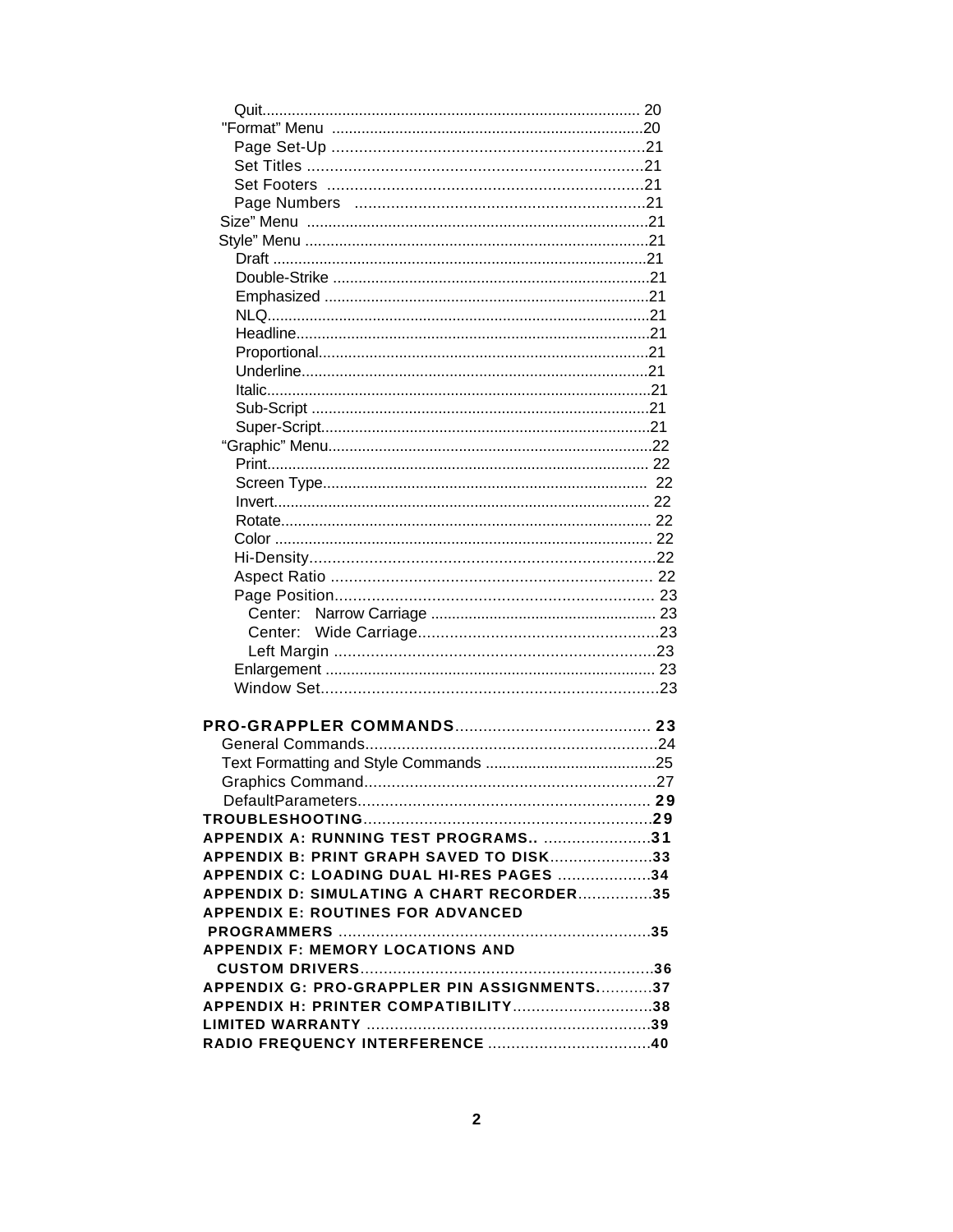Quit........................................................................................ 20

"Format" Menu ......................................................................20

Page Set-Up ....................................................................21

Set Titles ..........................................................................21

Set Footers ......................................................................21

Page Numbers ................................................................21

Size" Menu ...............................................................................21

Style" Menu ...............................................................................21

Draft .......................................................................................21

Double-Strike ..........................................................................21

Emphasized ............................................................................21

NLQ.........................................................................................21

Headline..................................................................................21

Proportional.............................................................................21

Underline.................................................................................21

Italic.........................................................................................21

Sub-Script ...............................................................................21

Super-Script.............................................................................21

"Graphic" Menu...........................................................................22

Print......................................................................................... 22

Screen Type............................................................................ 22

Invert........................................................................................ 22

Rotate...................................................................................... 22

Color ........................................................................................ 22

Hi-Density............................................................................22

Aspect Ratio ...................................................................... 22

Page Position...................................................................... 23

Center: Narrow Carriage ..................................................... 23

Center: Wide Carriage.....................................................23

Left Margin .......................................................................23

Enlargement ........................................................................... 23

Window Set..........................................................................23

**PRO-GRAPPLER COMMANDS.......................................... 23**

General Commands................................................................24

Text Formatting and Style Commands ........................................25

Graphics Command................................................................27

DefaultParameters................................................................ **29**

**TROUBLESHOOTING..............................................................29**

**APPENDIX A: RUNNING TEST PROGRAMS.. .......................31**

**APPENDIX B: PRINT GRAPH SAVED TO DISK......................33**

**APPENDIX C: LOADING DUAL HI-RES PAGES ....................34**

**APPENDIX D: SIMULATING A CHART RECORDER................35**

**APPENDIX E: ROUTINES FOR ADVANCED PROGRAMMERS ...................................................................35**

**APPENDIX F: MEMORY LOCATIONS AND CUSTOM DRIVERS................................................................36**

**APPENDIX G: PRO-GRAPPLER PIN ASSIGNMENTS............37**

**APPENDIX H: PRINTER COMPATIBILITY..............................38**

**LIMITED WARRANTY .............................................................39**

**RADIO FREQUENCY INTERFERENCE ...................................40**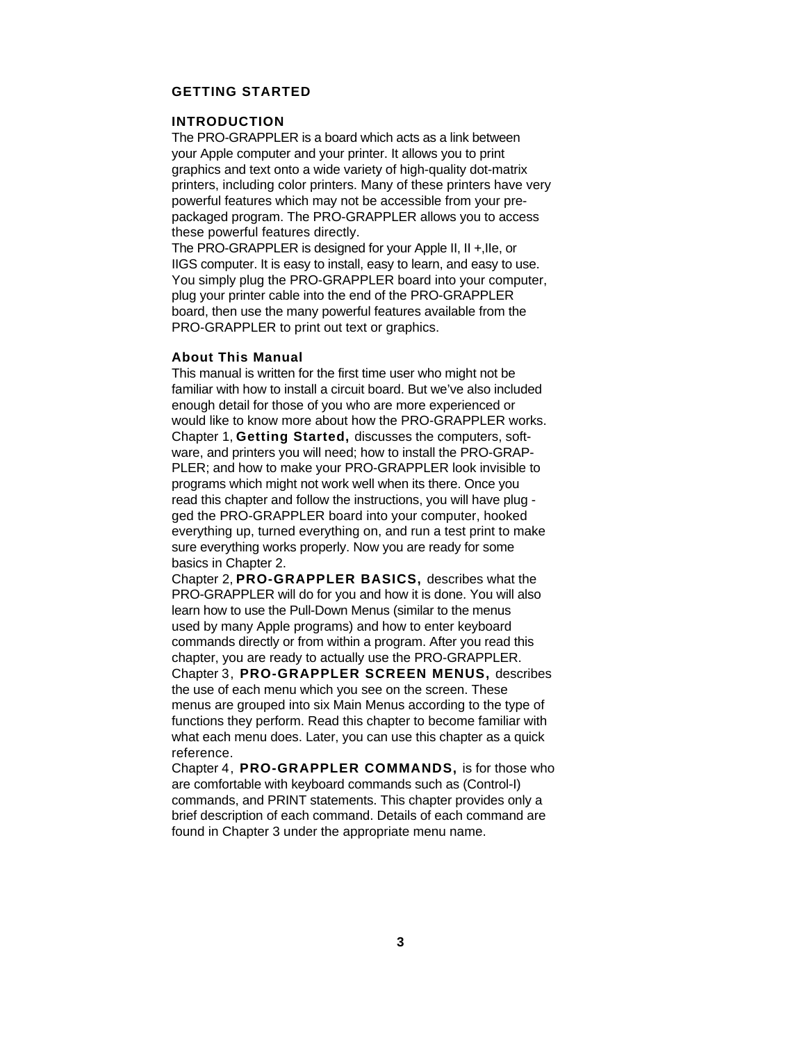# GETTING STARTED

## INTRODUCTION

The PRO-GRAPPLER is a board which acts as a link between your Apple computer and your printer. It allows you to print graphics and text onto a wide variety of high-quality dot-matrix printers, including color printers. Many of these printers have very powerful features which may not be accessible from your pre-packaged program. The PRO-GRAPPLER allows you to access these powerful features directly.

The PRO-GRAPPLER is designed for your Apple II, II +,IIe, or IIGS computer. It is easy to install, easy to learn, and easy to use. You simply plug the PRO-GRAPPLER board into your computer, plug your printer cable into the end of the PRO-GRAPPLER board, then use the many powerful features available from the PRO-GRAPPLER to print out text or graphics.

### About This Manual

This manual is written for the first time user who might not be familiar with how to install a circuit board. But we've also included enough detail for those of you who are more experienced or would like to know more about how the PRO-GRAPPLER works.

Chapter 1, **Getting Started,** discusses the computers, software, and printers you will need; how to install the PRO-GRAPPLER; and how to make your PRO-GRAPPLER look invisible to programs which might not work well when its there. Once you read this chapter and follow the instructions, you will have plugged the PRO-GRAPPLER board into your computer, hooked everything up, turned everything on, and run a test print to make sure everything works properly. Now you are ready for some basics in Chapter 2.

Chapter 2, **PRO-GRAPPLER BASICS,** describes what the PRO-GRAPPLER will do for you and how it is done. You will also learn how to use the Pull-Down Menus (similar to the menus used by many Apple programs) and how to enter keyboard commands directly or from within a program. After you read this chapter, you are ready to actually use the PRO-GRAPPLER.

Chapter 3, **PRO-GRAPPLER SCREEN MENUS,** describes the use of each menu which you see on the screen. These menus are grouped into six Main Menus according to the type of functions they perform. Read this chapter to become familiar with what each menu does. Later, you can use this chapter as a quick reference.

Chapter 4, **PRO-GRAPPLER COMMANDS,** is for those who are comfortable with keyboard commands such as (Control-I) commands, and PRINT statements. This chapter provides only a brief description of each command. Details of each command are found in Chapter 3 under the appropriate menu name.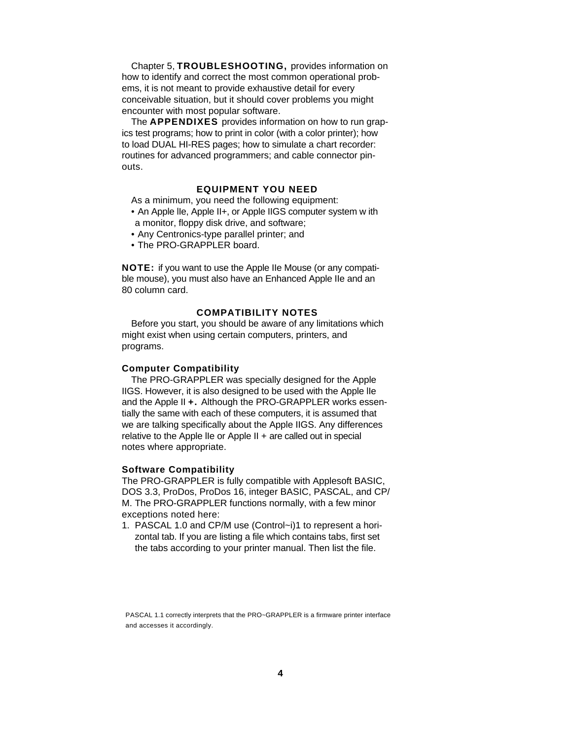Chapter 5, **TROUBLESHOOTING,** provides information on how to identify and correct the most common operational probems, it is not meant to provide exhaustive detail for every conceivable situation, but it should cover problems you might encounter with most popular software.

The **APPENDIXES** provides information on how to run grapics test programs; how to print in color (with a color printer); how to load DUAL HI-RES pages; how to simulate a chart recorder: routines for advanced programmers; and cable connector pinouts.

### EQUIPMENT YOU NEED

As a minimum, you need the following equipment:

- An Apple IIe, Apple II+, or Apple IIGS computer system w ith a monitor, floppy disk drive, and software;
- Any Centronics-type parallel printer; and
- The PRO-GRAPPLER board.

**NOTE:** if you want to use the Apple IIe Mouse (or any compatible mouse), you must also have an Enhanced Apple IIe and an 80 column card.

### COMPATIBILITY NOTES

Before you start, you should be aware of any limitations which might exist when using certain computers, printers, and programs.

#### Computer Compatibility

The PRO-GRAPPLER was specially designed for the Apple IIGS. However, it is also designed to be used with the Apple IIe and the Apple II **+.** Although the PRO-GRAPPLER works essentially the same with each of these computers, it is assumed that we are talking specifically about the Apple IIGS. Any differences relative to the Apple IIe or Apple II + are called out in special notes where appropriate.

#### Software Compatibility

The PRO-GRAPPLER is fully compatible with Applesoft BASIC, DOS 3.3, ProDos, ProDos 16, integer BASIC, PASCAL, and CP/M. The PRO-GRAPPLER functions normally, with a few minor exceptions noted here:

1. PASCAL 1.0 and CP/M use (Control~i)1 to represent a horizontal tab. If you are listing a file which contains tabs, first set the tabs according to your printer manual. Then list the file.

PASCAL 1.1 correctly interprets that the PRO~GRAPPLER is a firmware printer interface and accesses it accordingly.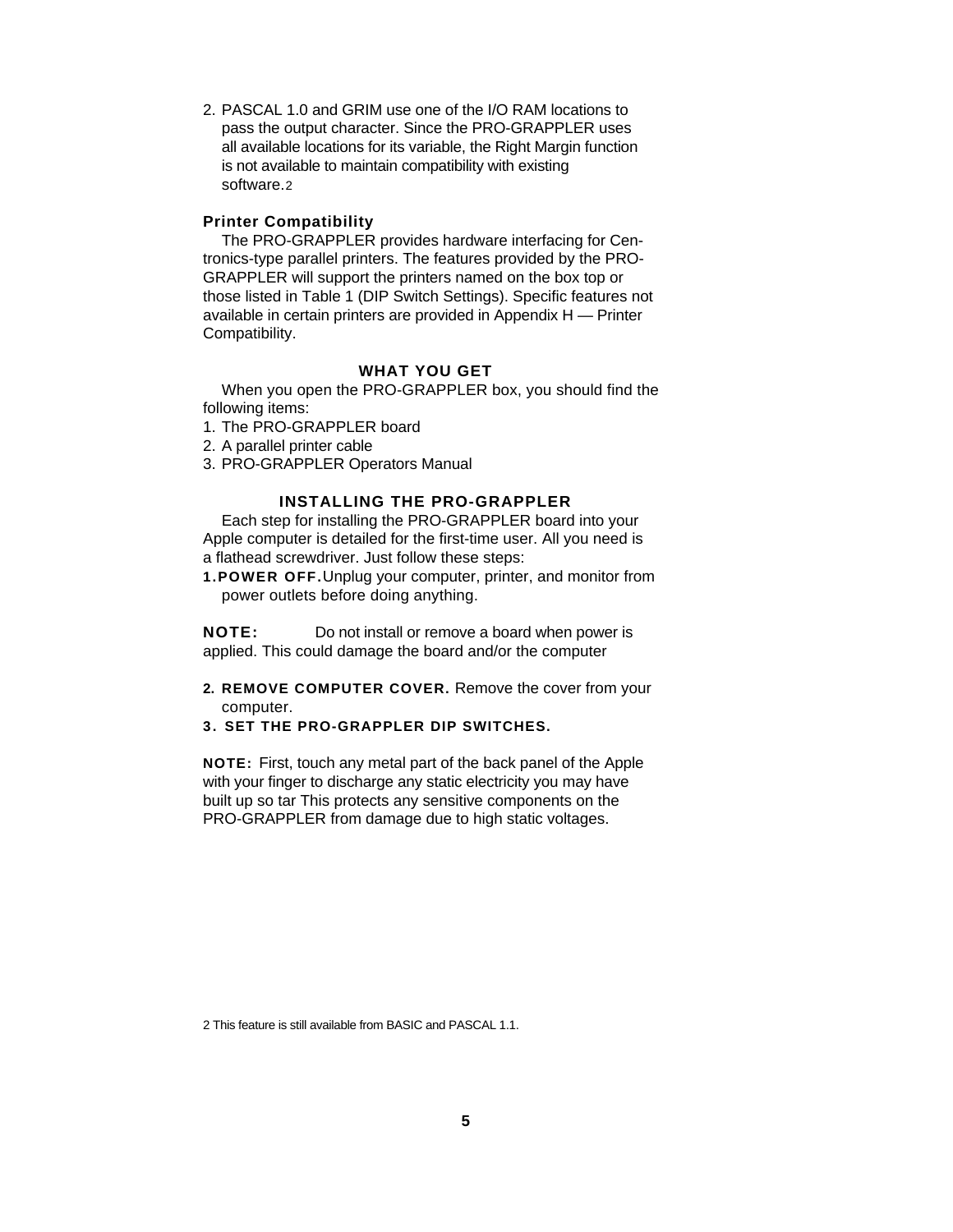2. PASCAL 1.0 and GRIM use one of the I/O RAM locations to pass the output character. Since the PRO-GRAPPLER uses all available locations for its variable, the Right Margin function is not available to maintain compatibility with existing software.[2]

**Printer Compatibility**

The PRO-GRAPPLER provides hardware interfacing for Centronics-type parallel printers. The features provided by the PRO-GRAPPLER will support the printers named on the box top or those listed in Table 1 (DIP Switch Settings). Specific features not available in certain printers are provided in Appendix H — Printer Compatibility.

## WHAT YOU GET

When you open the PRO-GRAPPLER box, you should find the following items:

1. The PRO-GRAPPLER board
2. A parallel printer cable
3. PRO-GRAPPLER Operators Manual

## INSTALLING THE PRO-GRAPPLER

Each step for installing the PRO-GRAPPLER board into your Apple computer is detailed for the first-time user. All you need is a flathead screwdriver. Just follow these steps:

**1. POWER OFF.** Unplug your computer, printer, and monitor from power outlets before doing anything.

**NOTE:** Do not install or remove a board when power is applied. This could damage the board and/or the computer

**2. REMOVE COMPUTER COVER.** Remove the cover from your computer.

**3. SET THE PRO-GRAPPLER DIP SWITCHES.**

**NOTE:** First, touch any metal part of the back panel of the Apple with your finger to discharge any static electricity you may have built up so tar This protects any sensitive components on the PRO-GRAPPLER from damage due to high static voltages.

[2] This feature is still available from BASIC and PASCAL 1.1.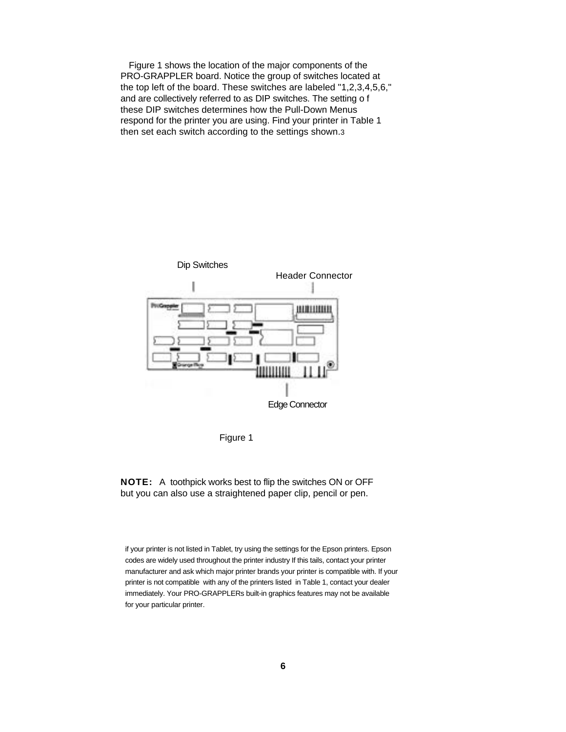Figure 1 shows the location of the major components of the PRO-GRAPPLER board. Notice the group of switches located at the top left of the board. These switches are labeled "1,2,3,4,5,6," and are collectively referred to as DIP switches. The setting o f these DIP switches determines how the Pull-Down Menus respond for the printer you are using. Find your printer in Table 1 then set each switch according to the settings shown.3

Dip Switches

Header Connector

Edge Connector

Figure 1

**NOTE:** A toothpick works best to flip the switches ON or OFF but you can also use a straightened paper clip, pencil or pen.

if your printer is not listed in Tablet, try using the settings for the Epson printers. Epson codes are widely used throughout the printer industry If this tails, contact your printer manufacturer and ask which major printer brands your printer is compatible with. If your printer is not compatible with any of the printers listed in Table 1, contact your dealer immediately. Your PRO-GRAPPLERs built-in graphics features may not be available for your particular printer.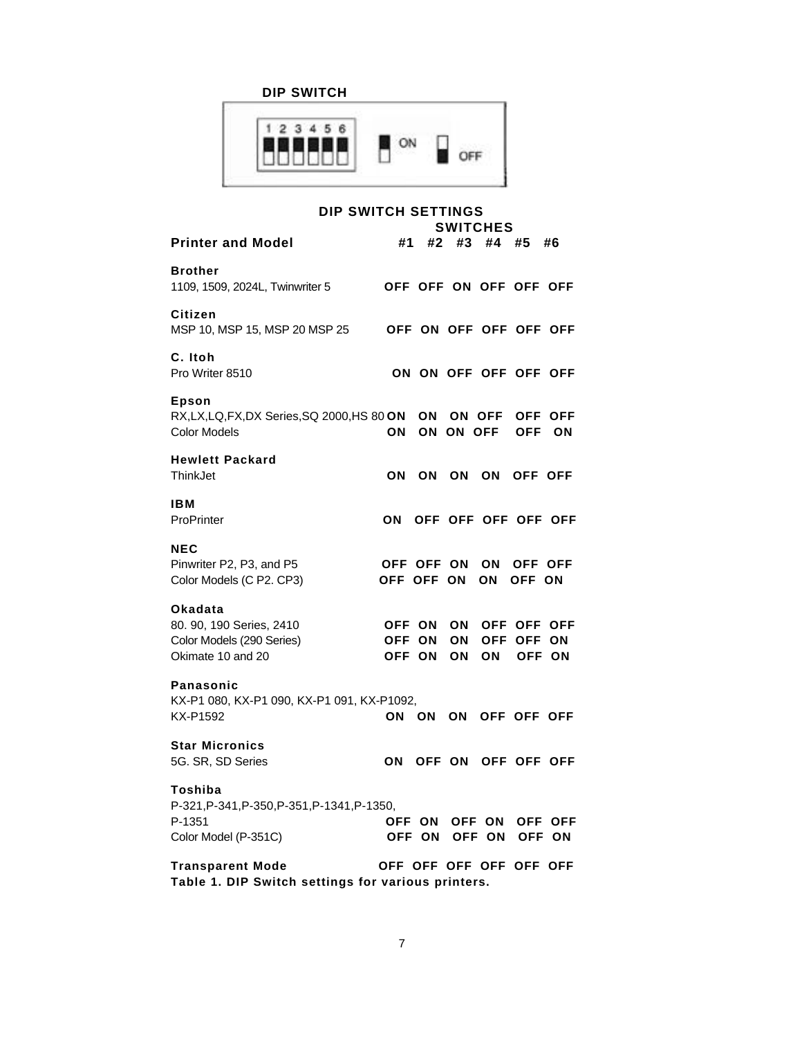**DIP SWITCH**

1 2 3 4 5 6

ON

OFF

**DIP SWITCH SETTINGS**

| Printer and Model | #1 | #2 | #3 | #4 | #5 | #6 |
|---|---|---|---|---|---|---|
| **Brother** | | | | | | |
| 1109, 1509, 2024L, Twinwriter 5 | OFF | OFF | ON | OFF | OFF | OFF |
| **Citizen** | | | | | | |
| MSP 10, MSP 15, MSP 20 MSP 25 | OFF | ON | OFF | OFF | OFF | OFF |
| **C. Itoh** | | | | | | |
| Pro Writer 8510 | ON | ON | OFF | OFF | OFF | OFF |
| **Epson** | | | | | | |
| RX,LX,LQ,FX,DX Series,SQ 2000,HS 80 | ON | ON | ON | OFF | OFF | OFF |
| Color Models | ON | ON | ON | OFF | OFF | ON |
| **Hewlett Packard** | | | | | | |
| ThinkJet | ON | ON | ON | ON | OFF | OFF |
| **IBM** | | | | | | |
| ProPrinter | ON | OFF | OFF | OFF | OFF | OFF |
| **NEC** | | | | | | |
| Pinwriter P2, P3, and P5 | OFF | OFF | ON | ON | OFF | OFF |
| Color Models (C P2. CP3) | OFF | OFF | ON | ON | OFF | ON |
| **Okadata** | | | | | | |
| 80. 90, 190 Series, 2410 | OFF | ON | ON | OFF | OFF | OFF |
| Color Models (290 Series) | OFF | ON | ON | OFF | OFF | ON |
| Okimate 10 and 20 | OFF | ON | ON | ON | OFF | ON |
| **Panasonic** | | | | | | |
| KX-P1 080, KX-P1 090, KX-P1 091, KX-P1092, KX-P1592 | ON | ON | ON | OFF | OFF | OFF |
| **Star Micronics** | | | | | | |
| 5G. SR, SD Series | ON | OFF | ON | OFF | OFF | OFF |
| **Toshiba** | | | | | | |
| P-321,P-341,P-350,P-351,P-1341,P-1350, P-1351 | OFF | ON | OFF | ON | OFF | OFF |
| Color Model (P-351C) | OFF | ON | OFF | ON | OFF | ON |
| **Transparent Mode** | OFF | OFF | OFF | OFF | OFF | OFF |

**Table 1. DIP Switch settings for various printers.**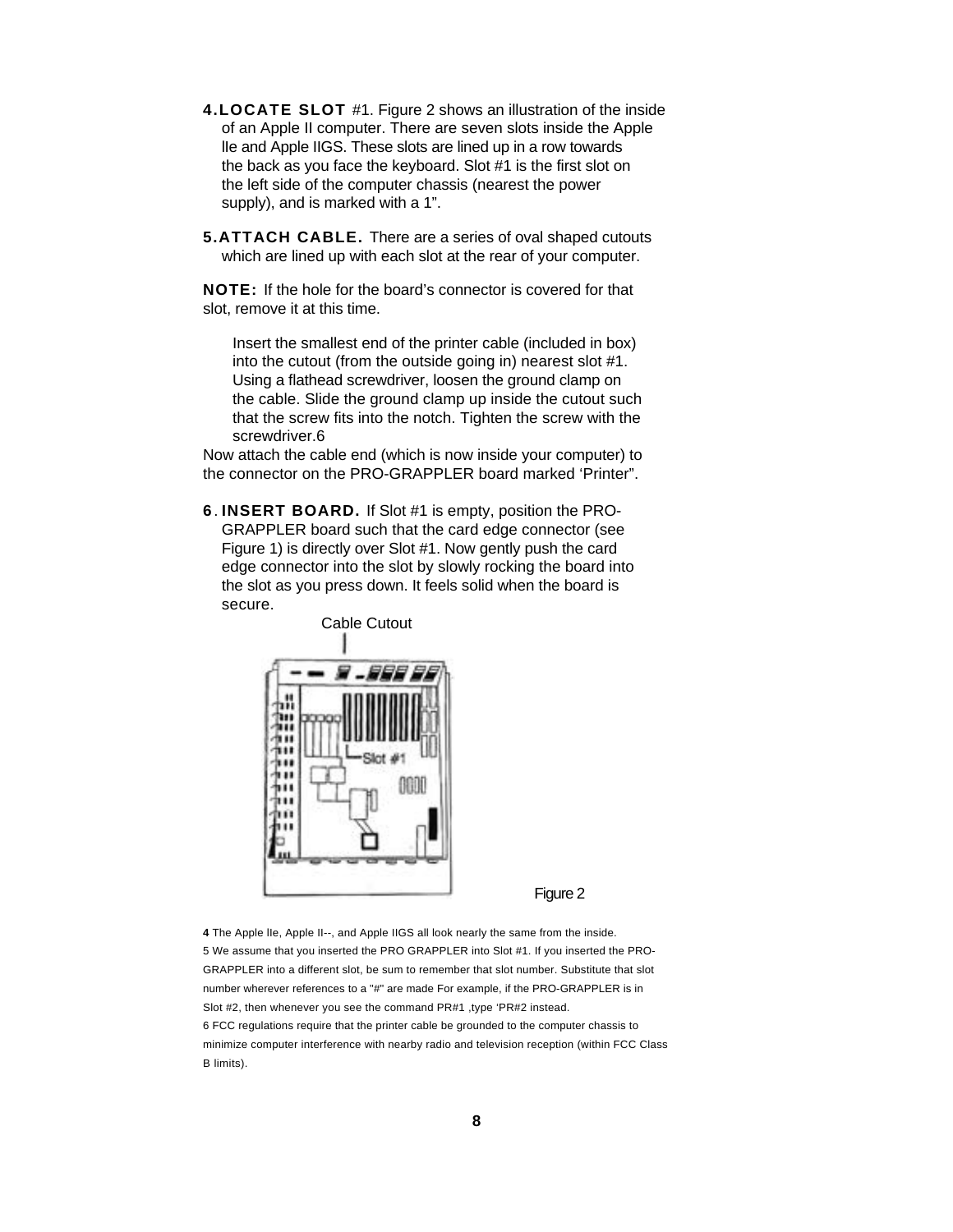**4. LOCATE SLOT** #1. Figure 2 shows an illustration of the inside of an Apple II computer. There are seven slots inside the Apple lle and Apple IIGS. These slots are lined up in a row towards the back as you face the keyboard. Slot #1 is the first slot on the left side of the computer chassis (nearest the power supply), and is marked with a 1".

**5. ATTACH CABLE.** There are a series of oval shaped cutouts which are lined up with each slot at the rear of your computer.

**NOTE:** If the hole for the board's connector is covered for that slot, remove it at this time.

Insert the smallest end of the printer cable (included in box) into the cutout (from the outside going in) nearest slot #1. Using a flathead screwdriver, loosen the ground clamp on the cable. Slide the ground clamp up inside the cutout such that the screw fits into the notch. Tighten the screw with the screwdriver.6

Now attach the cable end (which is now inside your computer) to the connector on the PRO-GRAPPLER board marked 'Printer".

**6. INSERT BOARD.** If Slot #1 is empty, position the PRO-GRAPPLER board such that the card edge connector (see Figure 1) is directly over Slot #1. Now gently push the card edge connector into the slot by slowly rocking the board into the slot as you press down. It feels solid when the board is secure.

Cable Cutout

Slot #1

Figure 2

**4** The Apple lle, Apple II--, and Apple IIGS all look nearly the same from the inside.

5 We assume that you inserted the PRO GRAPPLER into Slot #1. If you inserted the PRO-GRAPPLER into a different slot, be sum to remember that slot number. Substitute that slot number wherever references to a "#" are made For example, if the PRO-GRAPPLER is in Slot #2, then whenever you see the command PR#1 ,type 'PR#2 instead.

6 FCC regulations require that the printer cable be grounded to the computer chassis to minimize computer interference with nearby radio and television reception (within FCC Class B limits).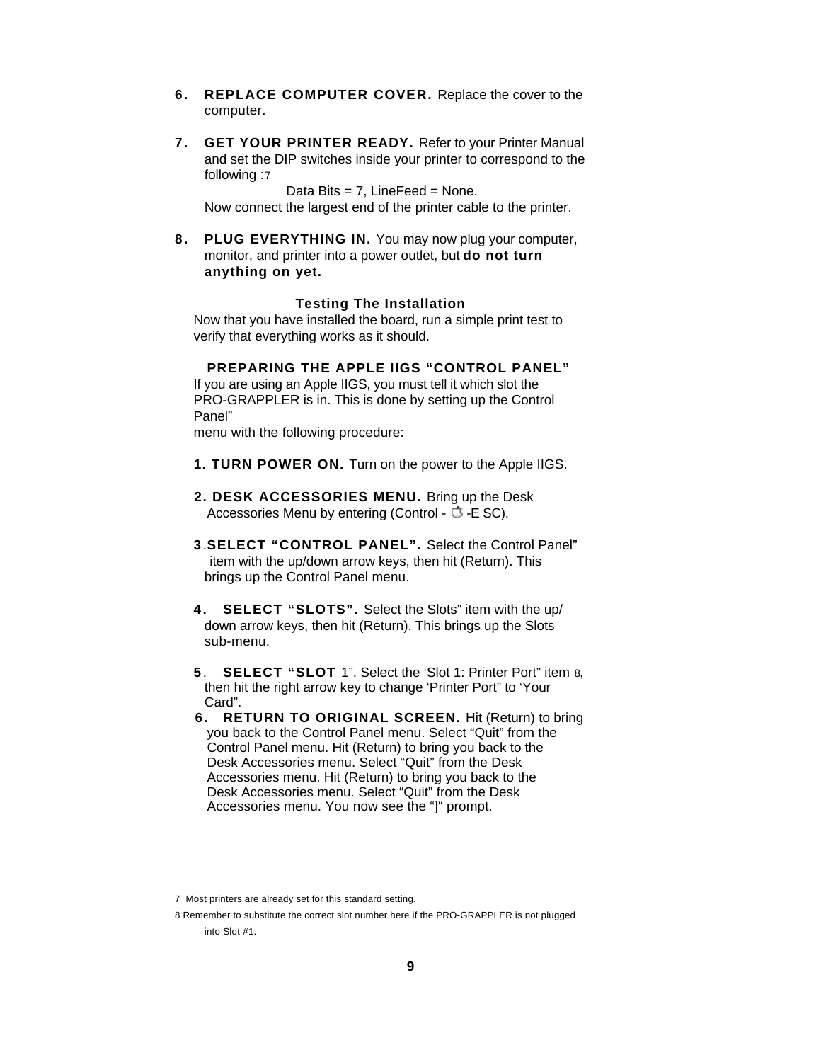6. **REPLACE COMPUTER COVER.** Replace the cover to the computer.

7. **GET YOUR PRINTER READY.** Refer to your Printer Manual and set the DIP switches inside your printer to correspond to the following :[7]

   Data Bits = 7, LineFeed = None.

   Now connect the largest end of the printer cable to the printer.

8. **PLUG EVERYTHING IN.** You may now plug your computer, monitor, and printer into a power outlet, but **do not turn anything on yet.**

### Testing The Installation

Now that you have installed the board, run a simple print test to verify that everything works as it should.

#### PREPARING THE APPLE IIGS "CONTROL PANEL"

If you are using an Apple IIGS, you must tell it which slot the PRO-GRAPPLER is in. This is done by setting up the Control Panel"
menu with the following procedure:

1. **TURN POWER ON.** Turn on the power to the Apple IIGS.

2. **DESK ACCESSORIES MENU.** Bring up the Desk Accessories Menu by entering (Control - -E SC).

3. **SELECT "CONTROL PANEL".** Select the Control Panel" item with the up/down arrow keys, then hit (Return). This brings up the Control Panel menu.

4. **SELECT "SLOTS".** Select the Slots" item with the up/ down arrow keys, then hit (Return). This brings up the Slots sub-menu.

5. **SELECT "SLOT** 1". Select the 'Slot 1: Printer Port" item [8], then hit the right arrow key to change 'Printer Port" to 'Your Card".

6. **RETURN TO ORIGINAL SCREEN.** Hit (Return) to bring you back to the Control Panel menu. Select "Quit" from the Control Panel menu. Hit (Return) to bring you back to the Desk Accessories menu. Select "Quit" from the Desk Accessories menu. Hit (Return) to bring you back to the Desk Accessories menu. Select "Quit" from the Desk Accessories menu. You now see the "]" prompt.

---

[7] Most printers are already set for this standard setting.

[8] Remember to substitute the correct slot number here if the PRO-GRAPPLER is not plugged into Slot #1.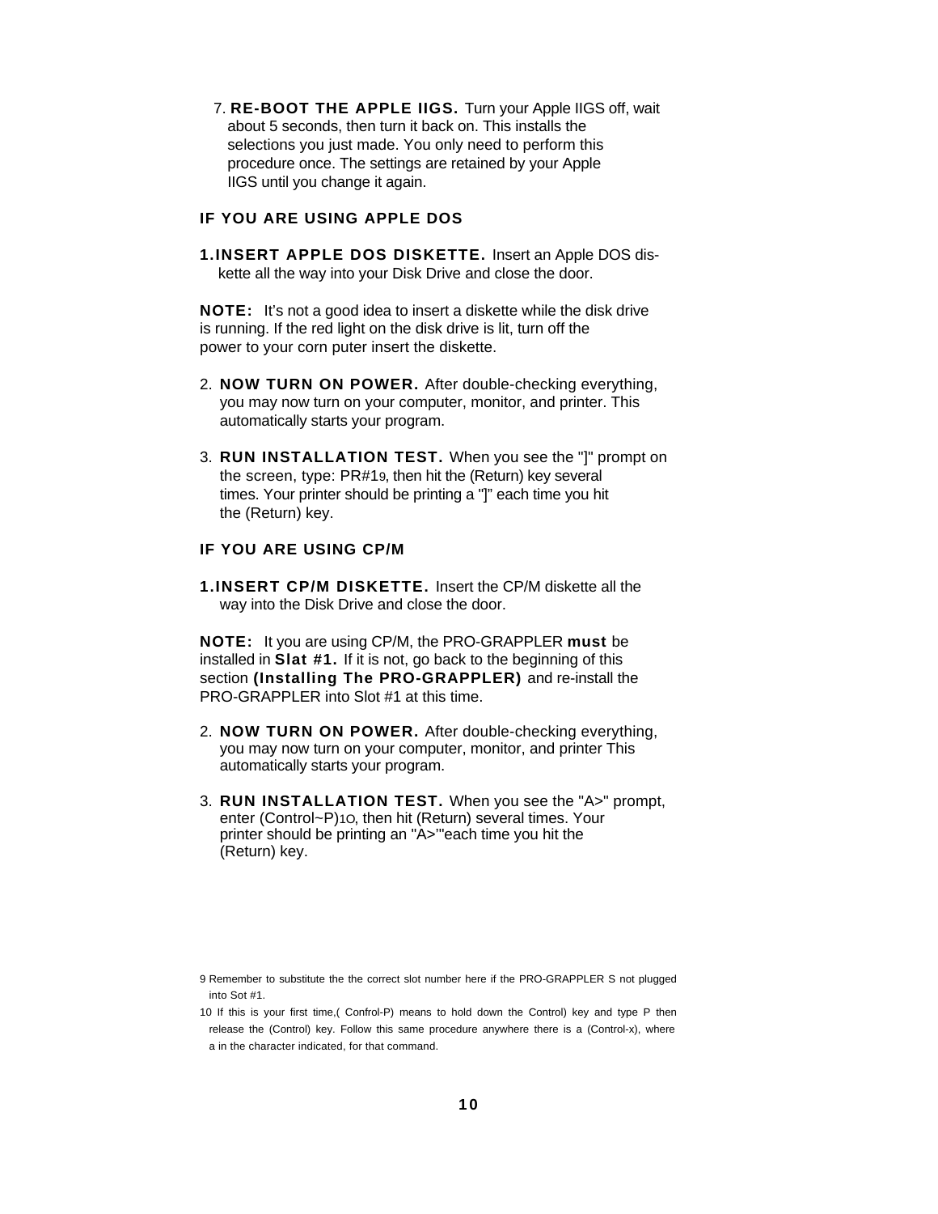7. **RE-BOOT THE APPLE IIGS.** Turn your Apple IIGS off, wait about 5 seconds, then turn it back on. This installs the selections you just made. You only need to perform this procedure once. The settings are retained by your Apple IIGS until you change it again.

## IF YOU ARE USING APPLE DOS

**1.INSERT APPLE DOS DISKETTE.** Insert an Apple DOS diskette all the way into your Disk Drive and close the door.

**NOTE:** It's not a good idea to insert a diskette while the disk drive is running. If the red light on the disk drive is lit, turn off the power to your corn puter insert the diskette.

2. **NOW TURN ON POWER.** After double-checking everything, you may now turn on your computer, monitor, and printer. This automatically starts your program.

3. **RUN INSTALLATION TEST.** When you see the "]" prompt on the screen, type: PR#1[9], then hit the (Return) key several times. Your printer should be printing a "]" each time you hit the (Return) key.

## IF YOU ARE USING CP/M

**1.INSERT CP/M DISKETTE.** Insert the CP/M diskette all the way into the Disk Drive and close the door.

**NOTE:** It you are using CP/M, the PRO-GRAPPLER **must** be installed in **Slat #1.** If it is not, go back to the beginning of this section **(Installing The PRO-GRAPPLER)** and re-install the PRO-GRAPPLER into Slot #1 at this time.

2. **NOW TURN ON POWER.** After double-checking everything, you may now turn on your computer, monitor, and printer This automatically starts your program.

3. **RUN INSTALLATION TEST.** When you see the "A>" prompt, enter (Control~P)[1O], then hit (Return) several times. Your printer should be printing an "A>'"each time you hit the (Return) key.

9 Remember to substitute the the correct slot number here if the PRO-GRAPPLER S not plugged into Sot #1.

10 If this is your first time,( Confrol-P) means to hold down the Control) key and type P then release the (Control) key. Follow this same procedure anywhere there is a (Control-x), where a in the character indicated, for that command.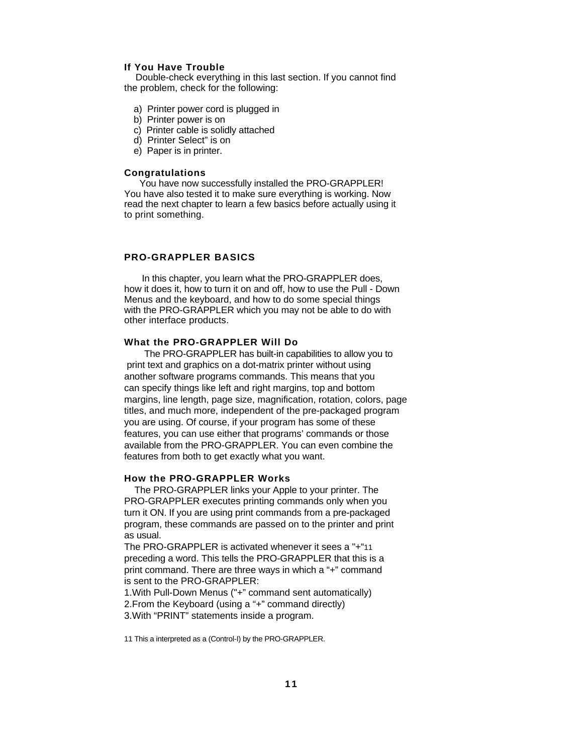### If You Have Trouble

Double-check everything in this last section. If you cannot find the problem, check for the following:

a) Printer power cord is plugged in
b) Printer power is on
c) Printer cable is solidly attached
d) Printer Select" is on
e) Paper is in printer.

### Congratulations

You have now successfully installed the PRO-GRAPPLER! You have also tested it to make sure everything is working. Now read the next chapter to learn a few basics before actually using it to print something.

## PRO-GRAPPLER BASICS

In this chapter, you learn what the PRO-GRAPPLER does, how it does it, how to turn it on and off, how to use the Pull - Down Menus and the keyboard, and how to do some special things with the PRO-GRAPPLER which you may not be able to do with other interface products.

### What the PRO-GRAPPLER Will Do

The PRO-GRAPPLER has built-in capabilities to allow you to print text and graphics on a dot-matrix printer without using another software programs commands. This means that you can specify things like left and right margins, top and bottom margins, line length, page size, magnification, rotation, colors, page titles, and much more, independent of the pre-packaged program you are using. Of course, if your program has some of these features, you can use either that programs' commands or those available from the PRO-GRAPPLER. You can even combine the features from both to get exactly what you want.

### How the PRO-GRAPPLER Works

The PRO-GRAPPLER links your Apple to your printer. The PRO-GRAPPLER executes printing commands only when you turn it ON. If you are using print commands from a pre-packaged program, these commands are passed on to the printer and print as usual.

The PRO-GRAPPLER is activated whenever it sees a "+"[11] preceding a word. This tells the PRO-GRAPPLER that this is a print command. There are three ways in which a "+" command is sent to the PRO-GRAPPLER:

1. With Pull-Down Menus ("+" command sent automatically)
2. From the Keyboard (using a "+" command directly)
3. With "PRINT" statements inside a program.

11 This a interpreted as a (Control-I) by the PRO-GRAPPLER.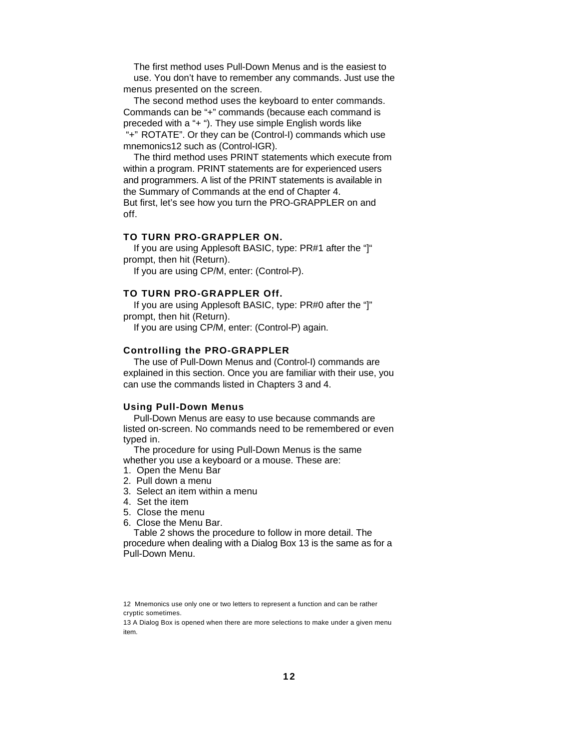The first method uses Pull-Down Menus and is the easiest to use. You don't have to remember any commands. Just use the menus presented on the screen.

The second method uses the keyboard to enter commands. Commands can be "+" commands (because each command is preceded with a "+ "). They use simple English words like "+" ROTATE". Or they can be (Control-I) commands which use mnemonics[12] such as (Control-IGR).

The third method uses PRINT statements which execute from within a program. PRINT statements are for experienced users and programmers. A list of the PRINT statements is available in the Summary of Commands at the end of Chapter 4.

But first, let's see how you turn the PRO-GRAPPLER on and off.

### TO TURN PRO-GRAPPLER ON.

If you are using Applesoft BASIC, type: PR#1 after the "]" prompt, then hit (Return).

If you are using CP/M, enter: (Control-P).

### TO TURN PRO-GRAPPLER Off.

If you are using Applesoft BASIC, type: PR#0 after the "]" prompt, then hit (Return).

If you are using CP/M, enter: (Control-P) again.

### Controlling the PRO-GRAPPLER

The use of Pull-Down Menus and (Control-I) commands are explained in this section. Once you are familiar with their use, you can use the commands listed in Chapters 3 and 4.

### Using Pull-Down Menus

Pull-Down Menus are easy to use because commands are listed on-screen. No commands need to be remembered or even typed in.

The procedure for using Pull-Down Menus is the same whether you use a keyboard or a mouse. These are:

1. Open the Menu Bar
2. Pull down a menu
3. Select an item within a menu
4. Set the item
5. Close the menu
6. Close the Menu Bar.

Table 2 shows the procedure to follow in more detail. The procedure when dealing with a Dialog Box[13] is the same as for a Pull-Down Menu.

---

12 Mnemonics use only one or two letters to represent a function and can be rather cryptic sometimes.

13 A Dialog Box is opened when there are more selections to make under a given menu item.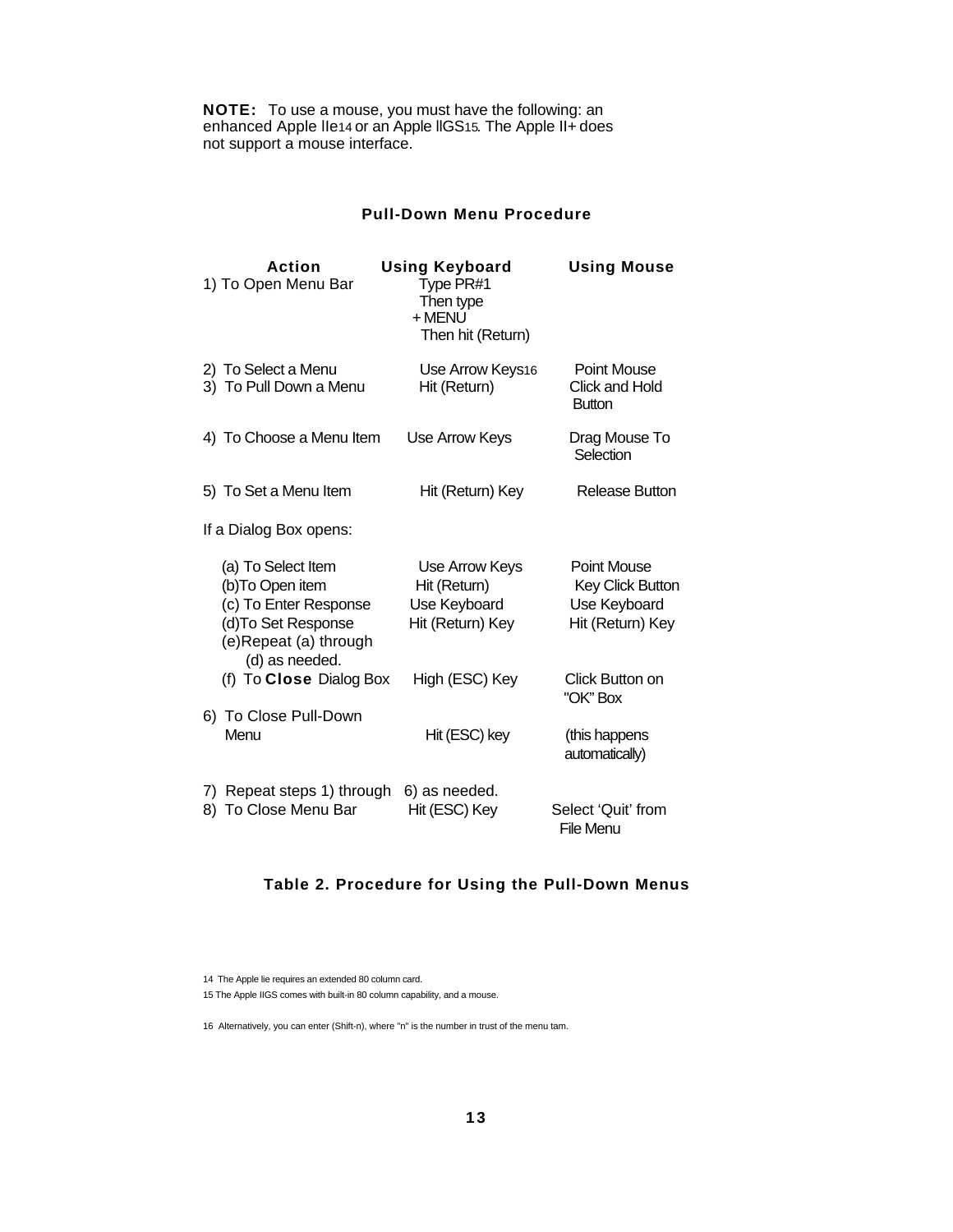**NOTE:** To use a mouse, you must have the following: an enhanced Apple IIe[14] or an Apple IIGS[15]. The Apple II+ does not support a mouse interface.

### Pull-Down Menu Procedure

| Action | Using Keyboard | Using Mouse |
|---|---|---|
| 1) To Open Menu Bar | Type PR#1 Then type + MENU Then hit (Return) | |
| 2) To Select a Menu | Use Arrow Keys[16] | Point Mouse |
| 3) To Pull Down a Menu | Hit (Return) | Click and Hold Button |
| 4) To Choose a Menu Item | Use Arrow Keys | Drag Mouse To Selection |
| 5) To Set a Menu Item | Hit (Return) Key | Release Button |
| If a Dialog Box opens: | | |
| (a) To Select Item | Use Arrow Keys | Point Mouse |
| (b)To Open item | Hit (Return) | Key Click Button |
| (c) To Enter Response | Use Keyboard | Use Keyboard |
| (d)To Set Response | Hit (Return) Key | Hit (Return) Key |
| (e)Repeat (a) through (d) as needed. | | |
| (f) To **Close** Dialog Box | High (ESC) Key | Click Button on "OK" Box |
| 6) To Close Pull-Down Menu | Hit (ESC) key | (this happens automatically) |
| 7) Repeat steps 1) through 6) as needed. | | |
| 8) To Close Menu Bar | Hit (ESC) Key | Select 'Quit' from File Menu |

**Table 2. Procedure for Using the Pull-Down Menus**

14 The Apple lie requires an extended 80 column card.

15 The Apple IIGS comes with built-in 80 column capability, and a mouse.

16 Alternatively, you can enter (Shift-n), where "n" is the number in trust of the menu tam.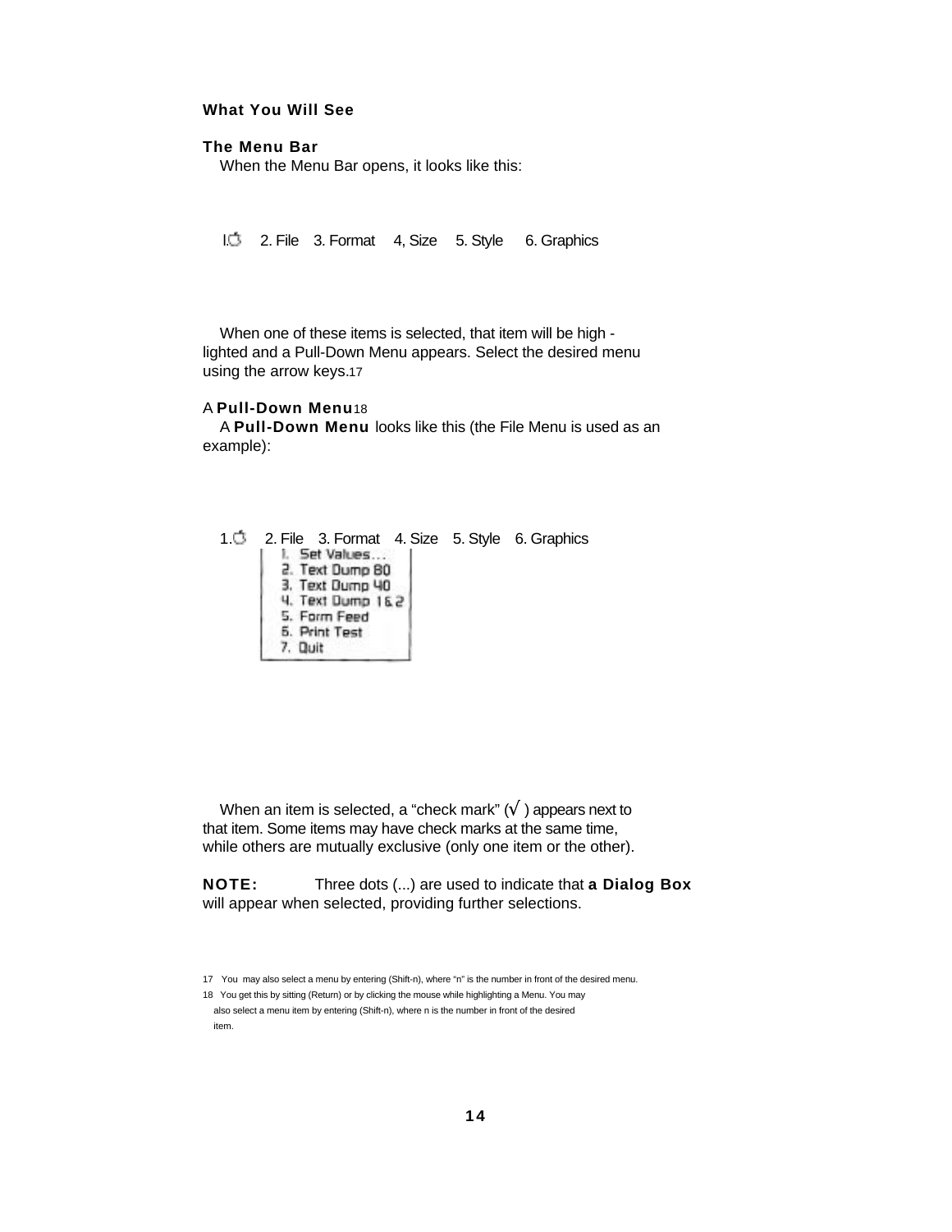**What You Will See**

**The Menu Bar**

When the Menu Bar opens, it looks like this:

I. 2. File 3. Format 4, Size 5. Style 6. Graphics

When one of these items is selected, that item will be high - lighted and a Pull-Down Menu appears. Select the desired menu using the arrow keys.[17]

A **Pull-Down Menu**[18]

A **Pull-Down Menu** looks like this (the File Menu is used as an example):

1. 2. File 3. Format 4. Size 5. Style 6. Graphics

1. Set Values...
2. Text Dump 80
3. Text Dump 40
4. Text Dump 1 & 2
5. Form Feed
6. Print Test
7. Quit

When an item is selected, a "check mark" (√ ) appears next to that item. Some items may have check marks at the same time, while others are mutually exclusive (only one item or the other).

**NOTE:** Three dots (...) are used to indicate that **a Dialog Box** will appear when selected, providing further selections.

17 You may also select a menu by entering (Shift-n), where "n" is the number in front of the desired menu.

18 You get this by sitting (Return) or by clicking the mouse while highlighting a Menu. You may also select a menu item by entering (Shift-n), where n is the number in front of the desired item.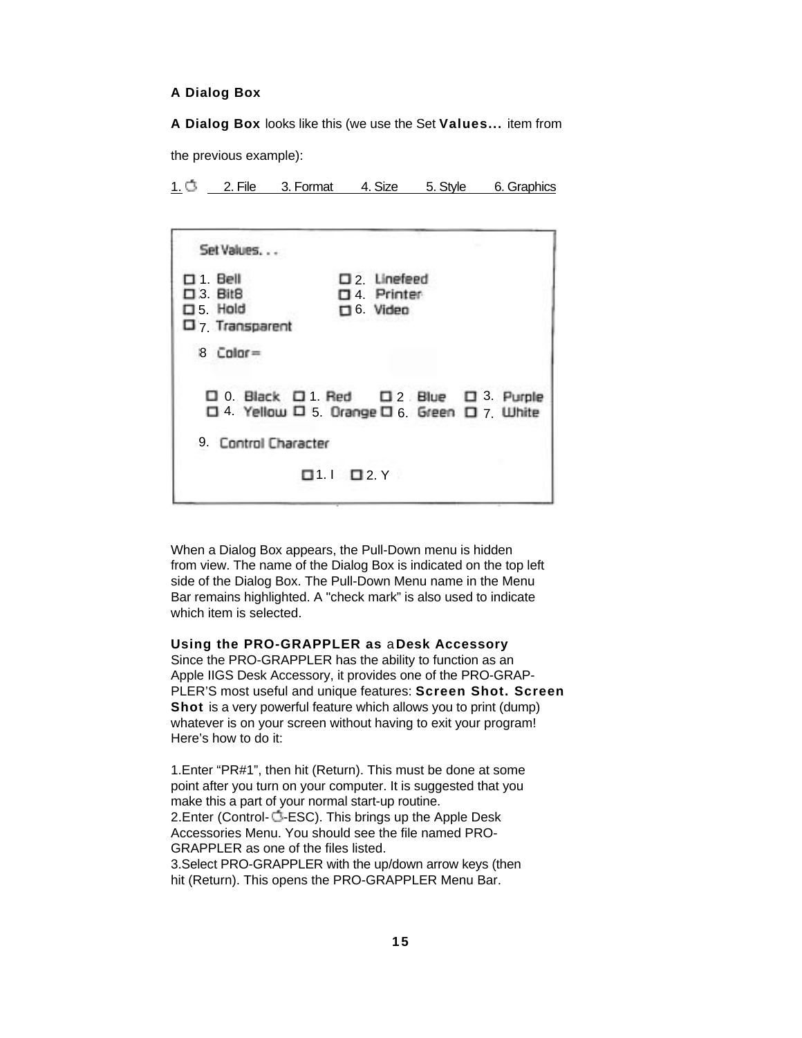### A Dialog Box

**A Dialog Box** looks like this (we use the Set **Values...** item from the previous example):

1. 2. File 3. Format 4. Size 5. Style 6. Graphics

Set Values. . .

☐ 1. Bell ☐ 2. Linefeed
☐ 3. Bit8 ☐ 4. Printer
☐ 5. Hold ☐ 6. Video
☐ 7. Transparent

8 Color=

☐ 0. Black ☐ 1. Red ☐ 2 Blue ☐ 3. Purple
☐ 4. Yellow ☐ 5. Orange ☐ 6. Green ☐ 7. White

9. Control Character

☐ 1. I ☐ 2. Y

When a Dialog Box appears, the Pull-Down menu is hidden from view. The name of the Dialog Box is indicated on the top left side of the Dialog Box. The Pull-Down Menu name in the Menu Bar remains highlighted. A "check mark" is also used to indicate which item is selected.

**Using the PRO-GRAPPLER as a Desk Accessory**
Since the PRO-GRAPPLER has the ability to function as an Apple IIGS Desk Accessory, it provides one of the PRO-GRAPPLER'S most useful and unique features: **Screen Shot. Screen Shot** is a very powerful feature which allows you to print (dump) whatever is on your screen without having to exit your program! Here's how to do it:

1. Enter "PR#1", then hit (Return). This must be done at some point after you turn on your computer. It is suggested that you make this a part of your normal start-up routine.
2. Enter (Control- -ESC). This brings up the Apple Desk Accessories Menu. You should see the file named PRO-GRAPPLER as one of the files listed.
3. Select PRO-GRAPPLER with the up/down arrow keys (then hit (Return). This opens the PRO-GRAPPLER Menu Bar.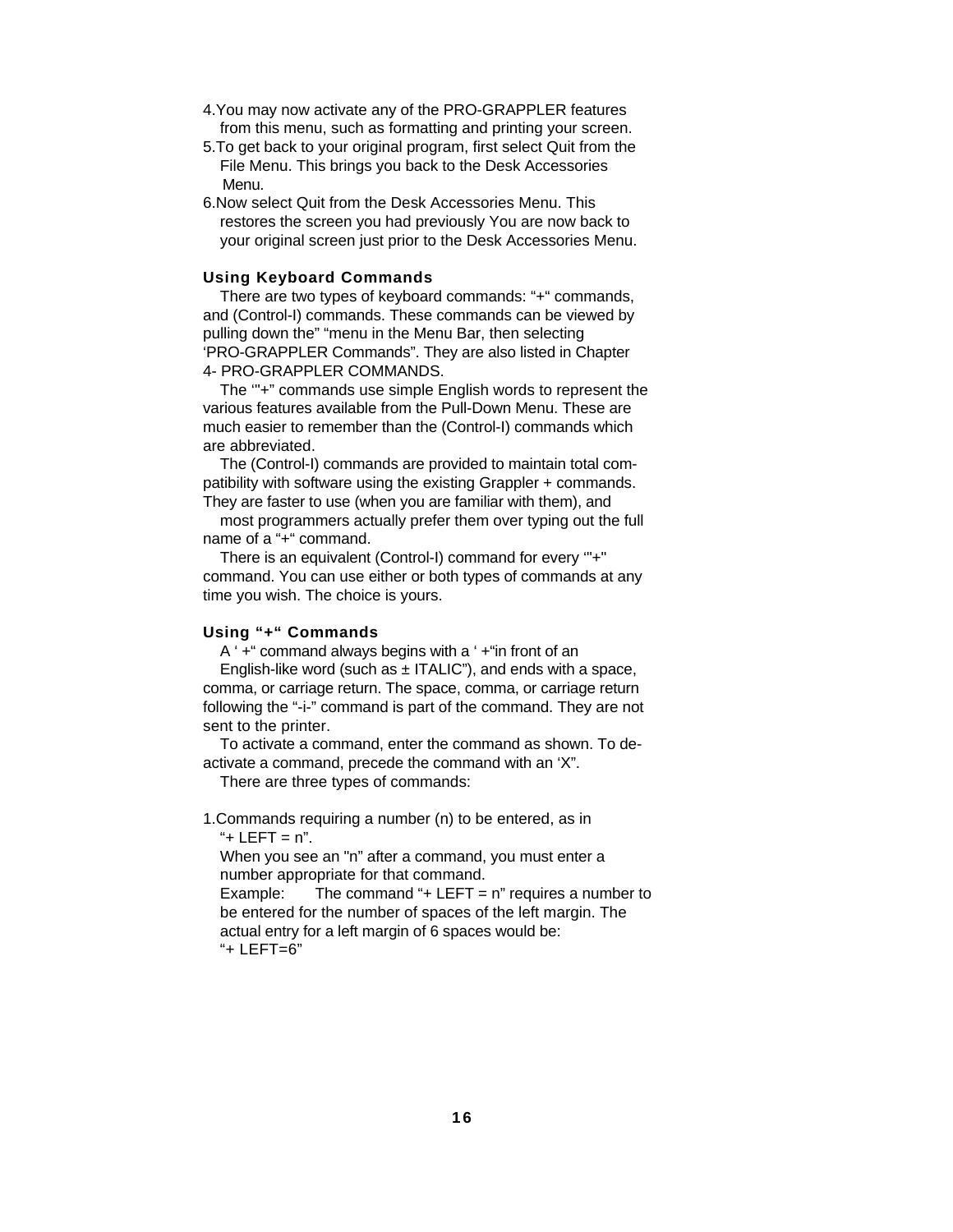4. You may now activate any of the PRO-GRAPPLER features from this menu, such as formatting and printing your screen.
5. To get back to your original program, first select Quit from the File Menu. This brings you back to the Desk Accessories Menu.
6. Now select Quit from the Desk Accessories Menu. This restores the screen you had previously You are now back to your original screen just prior to the Desk Accessories Menu.

### Using Keyboard Commands

There are two types of keyboard commands: “+“ commands, and (Control-I) commands. These commands can be viewed by pulling down the” “menu in the Menu Bar, then selecting ‘PRO-GRAPPLER Commands”. They are also listed in Chapter 4- PRO-GRAPPLER COMMANDS.

The ‘"+” commands use simple English words to represent the various features available from the Pull-Down Menu. These are much easier to remember than the (Control-I) commands which are abbreviated.

The (Control-I) commands are provided to maintain total compatibility with software using the existing Grappler + commands. They are faster to use (when you are familiar with them), and most programmers actually prefer them over typing out the full name of a “+“ command.

There is an equivalent (Control-I) command for every ‘"+" command. You can use either or both types of commands at any time you wish. The choice is yours.

### Using “+“ Commands

A ‘ +“ command always begins with a ‘ +“in front of an English-like word (such as ± ITALIC”), and ends with a space, comma, or carriage return. The space, comma, or carriage return following the “-i-” command is part of the command. They are not sent to the printer.

To activate a command, enter the command as shown. To deactivate a command, precede the command with an ‘X”.

There are three types of commands:

1. Commands requiring a number (n) to be entered, as in “+ LEFT = n”.

   When you see an "n” after a command, you must enter a number appropriate for that command.

   Example: The command “+ LEFT = n” requires a number to be entered for the number of spaces of the left margin. The actual entry for a left margin of 6 spaces would be:

   “+ LEFT=6”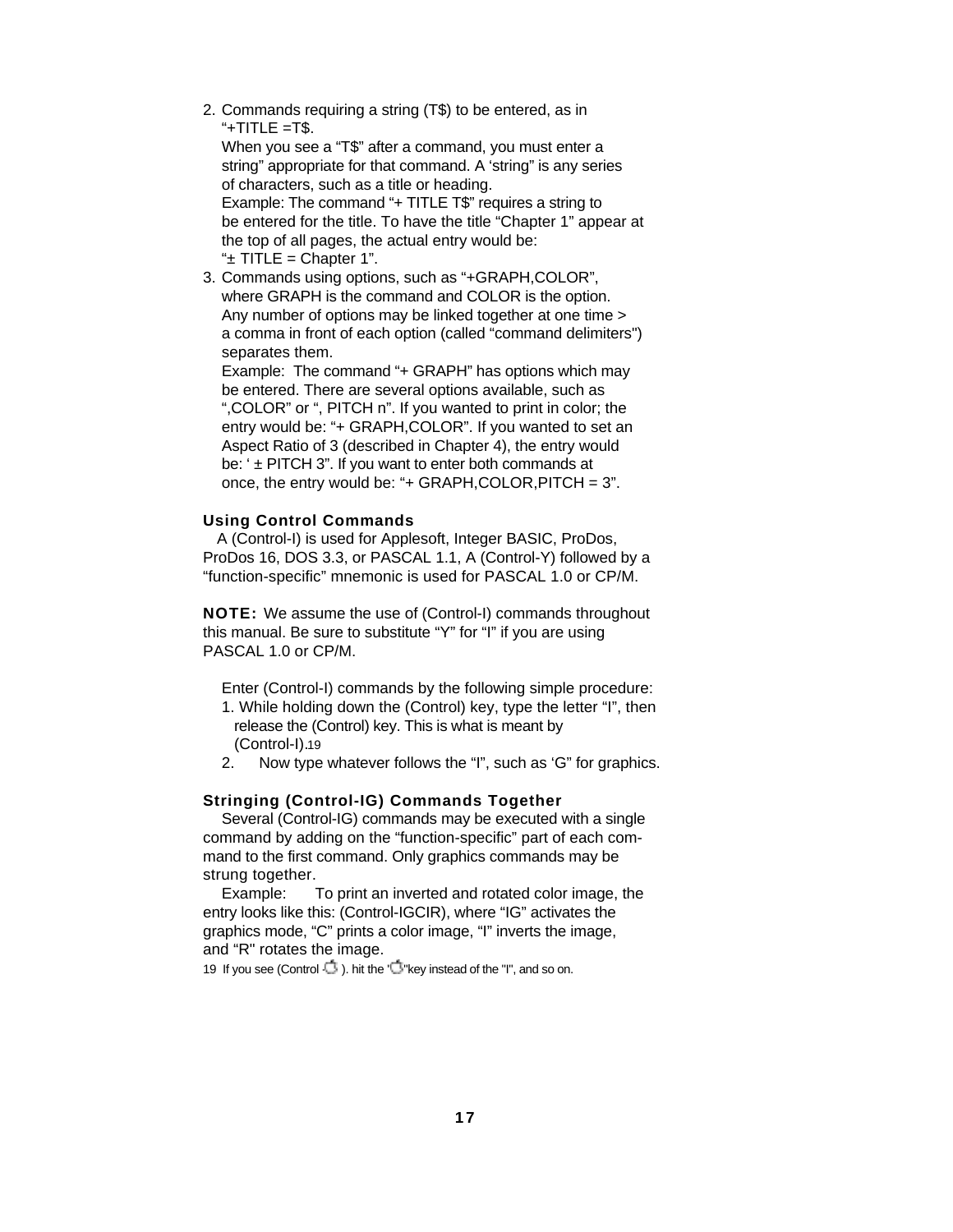2. Commands requiring a string (T$) to be entered, as in "+TITLE =T$.
   When you see a "T$" after a command, you must enter a string" appropriate for that command. A 'string" is any series of characters, such as a title or heading.
   Example: The command "+ TITLE T$" requires a string to be entered for the title. To have the title "Chapter 1" appear at the top of all pages, the actual entry would be:
   "± TITLE = Chapter 1".
3. Commands using options, such as "+GRAPH,COLOR", where GRAPH is the command and COLOR is the option. Any number of options may be linked together at one time > a comma in front of each option (called "command delimiters") separates them.
   Example: The command "+ GRAPH" has options which may be entered. There are several options available, such as ",COLOR" or ", PITCH n". If you wanted to print in color; the entry would be: "+ GRAPH,COLOR". If you wanted to set an Aspect Ratio of 3 (described in Chapter 4), the entry would be: ' ± PITCH 3". If you want to enter both commands at once, the entry would be: "+ GRAPH,COLOR,PITCH = 3".

### Using Control Commands

A (Control-I) is used for Applesoft, Integer BASIC, ProDos, ProDos 16, DOS 3.3, or PASCAL 1.1, A (Control-Y) followed by a "function-specific" mnemonic is used for PASCAL 1.0 or CP/M.

**NOTE:** We assume the use of (Control-I) commands throughout this manual. Be sure to substitute "Y" for "I" if you are using PASCAL 1.0 or CP/M.

Enter (Control-I) commands by the following simple procedure:

1. While holding down the (Control) key, type the letter "I", then release the (Control) key. This is what is meant by (Control-I).[19]
2. Now type whatever follows the "I", such as 'G" for graphics.

### Stringing (Control-IG) Commands Together

Several (Control-IG) commands may be executed with a single command by adding on the "function-specific" part of each command to the first command. Only graphics commands may be strung together.

Example: To print an inverted and rotated color image, the entry looks like this: (Control-IGCIR), where "IG" activates the graphics mode, "C" prints a color image, "I" inverts the image, and "R" rotates the image.

19 If you see (Control-). hit the ""key instead of the "I", and so on.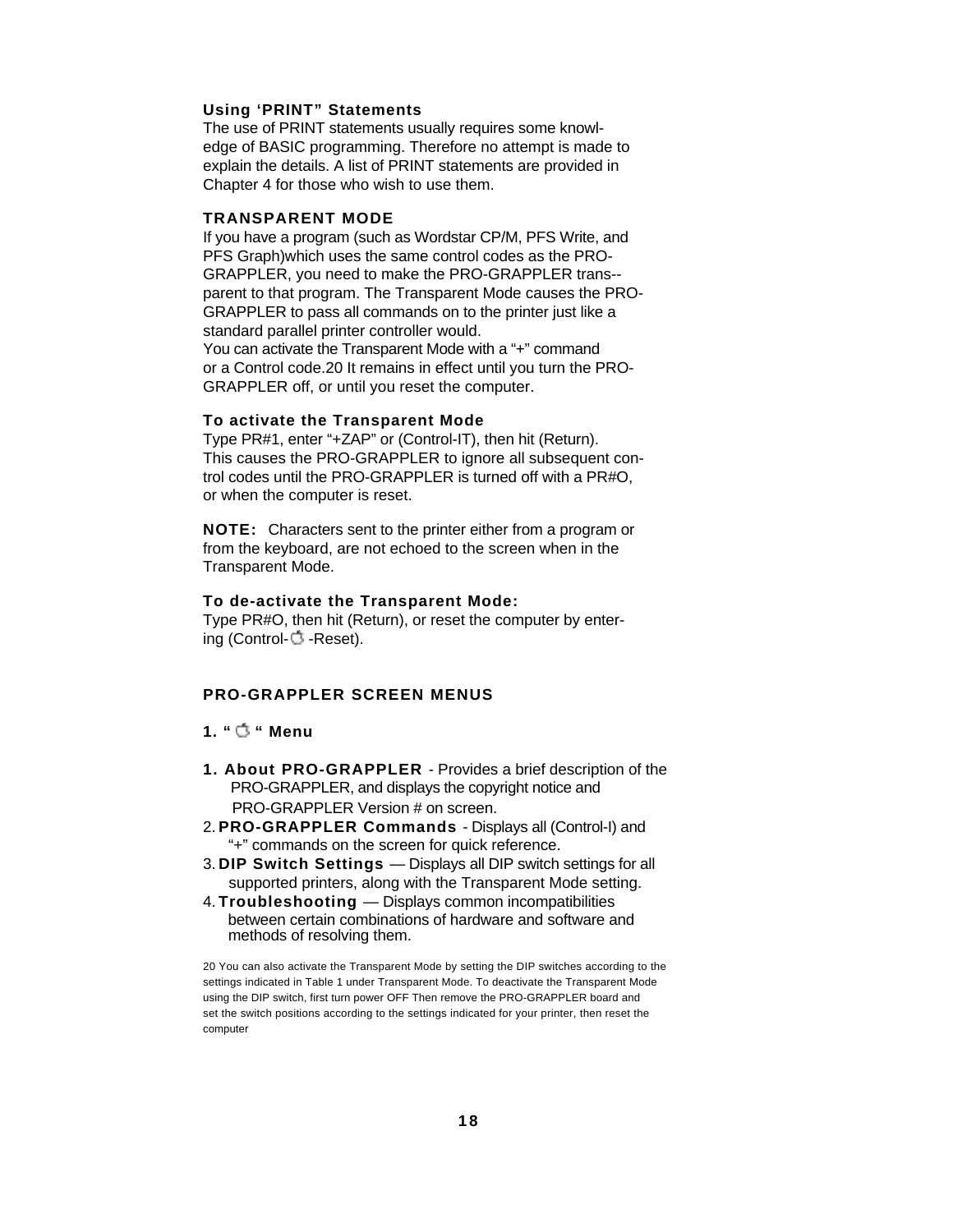### Using ‘PRINT” Statements

The use of PRINT statements usually requires some knowledge of BASIC programming. Therefore no attempt is made to explain the details. A list of PRINT statements are provided in Chapter 4 for those who wish to use them.

### TRANSPARENT MODE

If you have a program (such as Wordstar CP/M, PFS Write, and PFS Graph)which uses the same control codes as the PRO-GRAPPLER, you need to make the PRO-GRAPPLER trans--parent to that program. The Transparent Mode causes the PRO-GRAPPLER to pass all commands on to the printer just like a standard parallel printer controller would.
You can activate the Transparent Mode with a “+” command or a Control code.[20] It remains in effect until you turn the PRO-GRAPPLER off, or until you reset the computer.

### To activate the Transparent Mode

Type PR#1, enter “+ZAP” or (Control-IT), then hit (Return). This causes the PRO-GRAPPLER to ignore all subsequent control codes until the PRO-GRAPPLER is turned off with a PR#O, or when the computer is reset.

**NOTE:** Characters sent to the printer either from a program or from the keyboard, are not echoed to the screen when in the Transparent Mode.

### To de-activate the Transparent Mode:

Type PR#O, then hit (Return), or reset the computer by entering (Control- -Reset).

## PRO-GRAPPLER SCREEN MENUS

### 1. “ “ Menu

1. **About PRO-GRAPPLER** - Provides a brief description of the PRO-GRAPPLER, and displays the copyright notice and PRO-GRAPPLER Version # on screen.
2. **PRO-GRAPPLER Commands** - Displays all (Control-I) and “+” commands on the screen for quick reference.
3. **DIP Switch Settings** — Displays all DIP switch settings for all supported printers, along with the Transparent Mode setting.
4. **Troubleshooting** — Displays common incompatibilities between certain combinations of hardware and software and methods of resolving them.

20 You can also activate the Transparent Mode by setting the DIP switches according to the settings indicated in Table 1 under Transparent Mode. To deactivate the Transparent Mode using the DIP switch, first turn power OFF Then remove the PRO-GRAPPLER board and set the switch positions according to the settings indicated for your printer, then reset the computer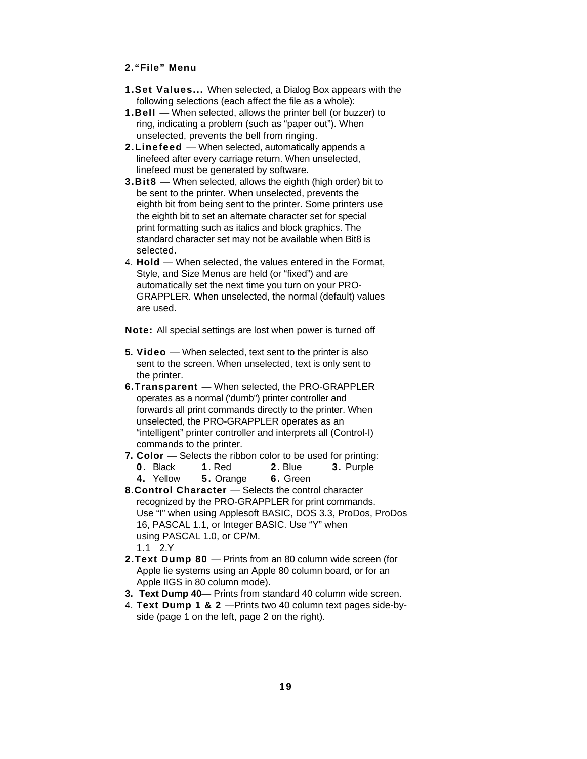## 2. "File" Menu

**1. Set Values...** When selected, a Dialog Box appears with the following selections (each affect the file as a whole):

**1. Bell** — When selected, allows the printer bell (or buzzer) to ring, indicating a problem (such as "paper out"). When unselected, prevents the bell from ringing.

**2. Linefeed** — When selected, automatically appends a linefeed after every carriage return. When unselected, linefeed must be generated by software.

**3. Bit8** — When selected, allows the eighth (high order) bit to be sent to the printer. When unselected, prevents the eighth bit from being sent to the printer. Some printers use the eighth bit to set an alternate character set for special print formatting such as italics and block graphics. The standard character set may not be available when Bit8 is selected.

4. **Hold** — When selected, the values entered in the Format, Style, and Size Menus are held (or "fixed") and are automatically set the next time you turn on your PRO-GRAPPLER. When unselected, the normal (default) values are used.

**Note:** All special settings are lost when power is turned off

**5. Video** — When selected, text sent to the printer is also sent to the screen. When unselected, text is only sent to the printer.

**6. Transparent** — When selected, the PRO-GRAPPLER operates as a normal ('dumb") printer controller and forwards all print commands directly to the printer. When unselected, the PRO-GRAPPLER operates as an "intelligent" printer controller and interprets all (Control-I) commands to the printer.

**7. Color** — Selects the ribbon color to be used for printing:
**0**. Black **1**. Red **2**. Blue **3.** Purple
**4.** Yellow **5.** Orange **6.** Green

**8. Control Character** — Selects the control character recognized by the PRO-GRAPPLER for print commands. Use "I" when using Applesoft BASIC, DOS 3.3, ProDos, ProDos 16, PASCAL 1.1, or Integer BASIC. Use "Y" when using PASCAL 1.0, or CP/M.
1.1 2.Y

**2. Text Dump 80** — Prints from an 80 column wide screen (for Apple lie systems using an Apple 80 column board, or for an Apple IIGS in 80 column mode).

**3. Text Dump 40**— Prints from standard 40 column wide screen.

4. **Text Dump 1 & 2** —Prints two 40 column text pages side-by-side (page 1 on the left, page 2 on the right).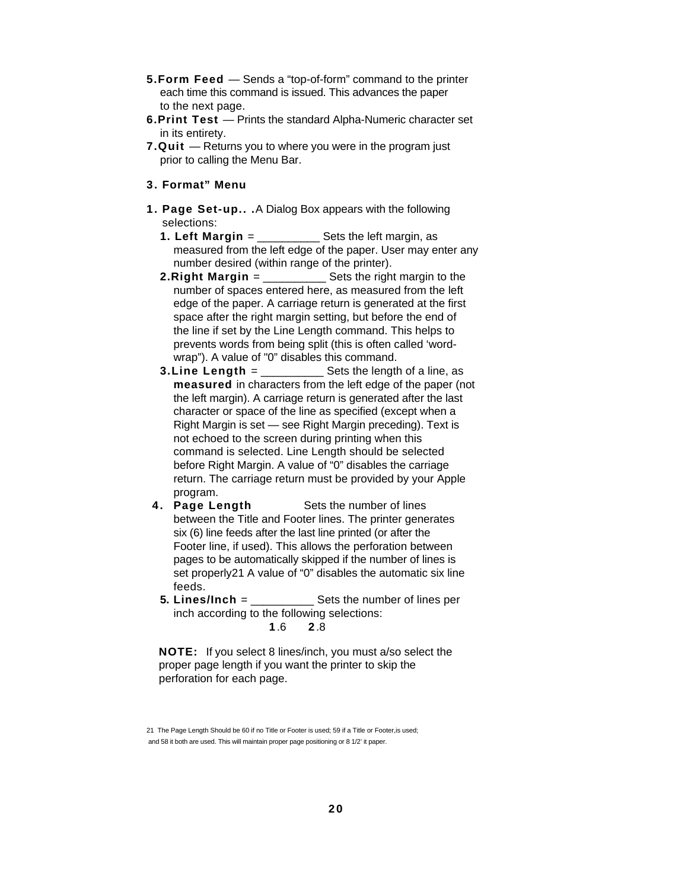**5. Form Feed** — Sends a "top-of-form" command to the printer each time this command is issued. This advances the paper to the next page.

**6. Print Test** — Prints the standard Alpha-Numeric character set in its entirety.

**7. Quit** — Returns you to where you were in the program just prior to calling the Menu Bar.

**3. Format" Menu**

**1. Page Set-up.. .** A Dialog Box appears with the following selections:

**1. Left Margin** = __________ Sets the left margin, as measured from the left edge of the paper. User may enter any number desired (within range of the printer).

**2. Right Margin** = __________ Sets the right margin to the number of spaces entered here, as measured from the left edge of the paper. A carriage return is generated at the first space after the right margin setting, but before the end of the line if set by the Line Length command. This helps to prevents words from being split (this is often called 'word-wrap"). A value of "0" disables this command.

**3. Line Length** = __________ Sets the length of a line, as **measured** in characters from the left edge of the paper (not the left margin). A carriage return is generated after the last character or space of the line as specified (except when a Right Margin is set — see Right Margin preceding). Text is not echoed to the screen during printing when this command is selected. Line Length should be selected before Right Margin. A value of "0" disables the carriage return. The carriage return must be provided by your Apple program.

**4. Page Length** Sets the number of lines between the Title and Footer lines. The printer generates six (6) line feeds after the last line printed (or after the Footer line, if used). This allows the perforation between pages to be automatically skipped if the number of lines is set properly[21] A value of "0" disables the automatic six line feeds.

**5. Lines/Inch** = __________ Sets the number of lines per inch according to the following selections:

**1**.6 **2**.8

**NOTE:** If you select 8 lines/inch, you must a/so select the proper page length if you want the printer to skip the perforation for each page.

21 The Page Length Should be 60 if no Title or Footer is used; 59 if a Title or Footer,is used; and 58 it both are used. This will maintain proper page positioning or 8 1/2' it paper.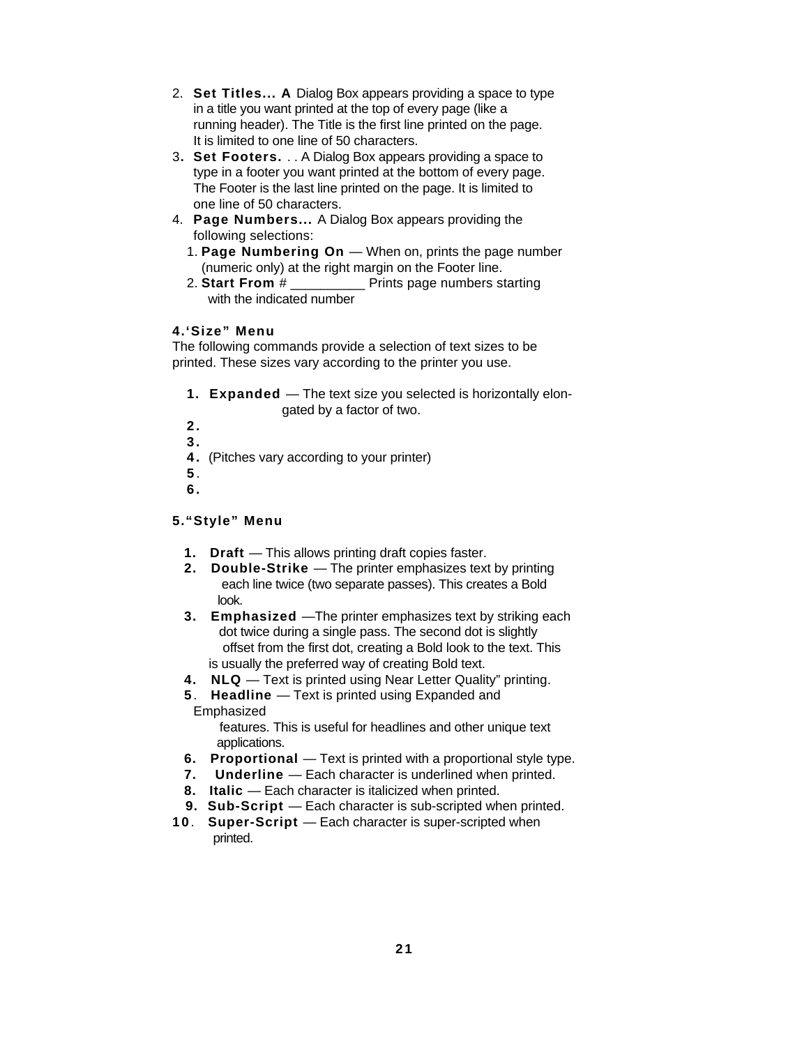2. **Set Titles... A** Dialog Box appears providing a space to type in a title you want printed at the top of every page (like a running header). The Title is the first line printed on the page. It is limited to one line of 50 characters.
3. **Set Footers.** . . A Dialog Box appears providing a space to type in a footer you want printed at the bottom of every page. The Footer is the last line printed on the page. It is limited to one line of 50 characters.
4. **Page Numbers...** A Dialog Box appears providing the following selections:
   1. **Page Numbering On** — When on, prints the page number (numeric only) at the right margin on the Footer line.
   2. **Start From** # __________ Prints page numbers starting with the indicated number

#### 4.'Size" Menu

The following commands provide a selection of text sizes to be printed. These sizes vary according to the printer you use.

1. **Expanded** — The text size you selected is horizontally elongated by a factor of two.
2.
3.
4. (Pitches vary according to your printer)
5.
6.

#### 5."Style" Menu

1. **Draft** — This allows printing draft copies faster.
2. **Double-Strike** — The printer emphasizes text by printing each line twice (two separate passes). This creates a Bold look.
3. **Emphasized** —The printer emphasizes text by striking each dot twice during a single pass. The second dot is slightly offset from the first dot, creating a Bold look to the text. This is usually the preferred way of creating Bold text.
4. **NLQ** — Text is printed using Near Letter Quality" printing.
5. **Headline** — Text is printed using Expanded and Emphasized features. This is useful for headlines and other unique text applications.
6. **Proportional** — Text is printed with a proportional style type.
7. **Underline** — Each character is underlined when printed.
8. **Italic** — Each character is italicized when printed.
9. **Sub-Script** — Each character is sub-scripted when printed.
10. **Super-Script** — Each character is super-scripted when printed.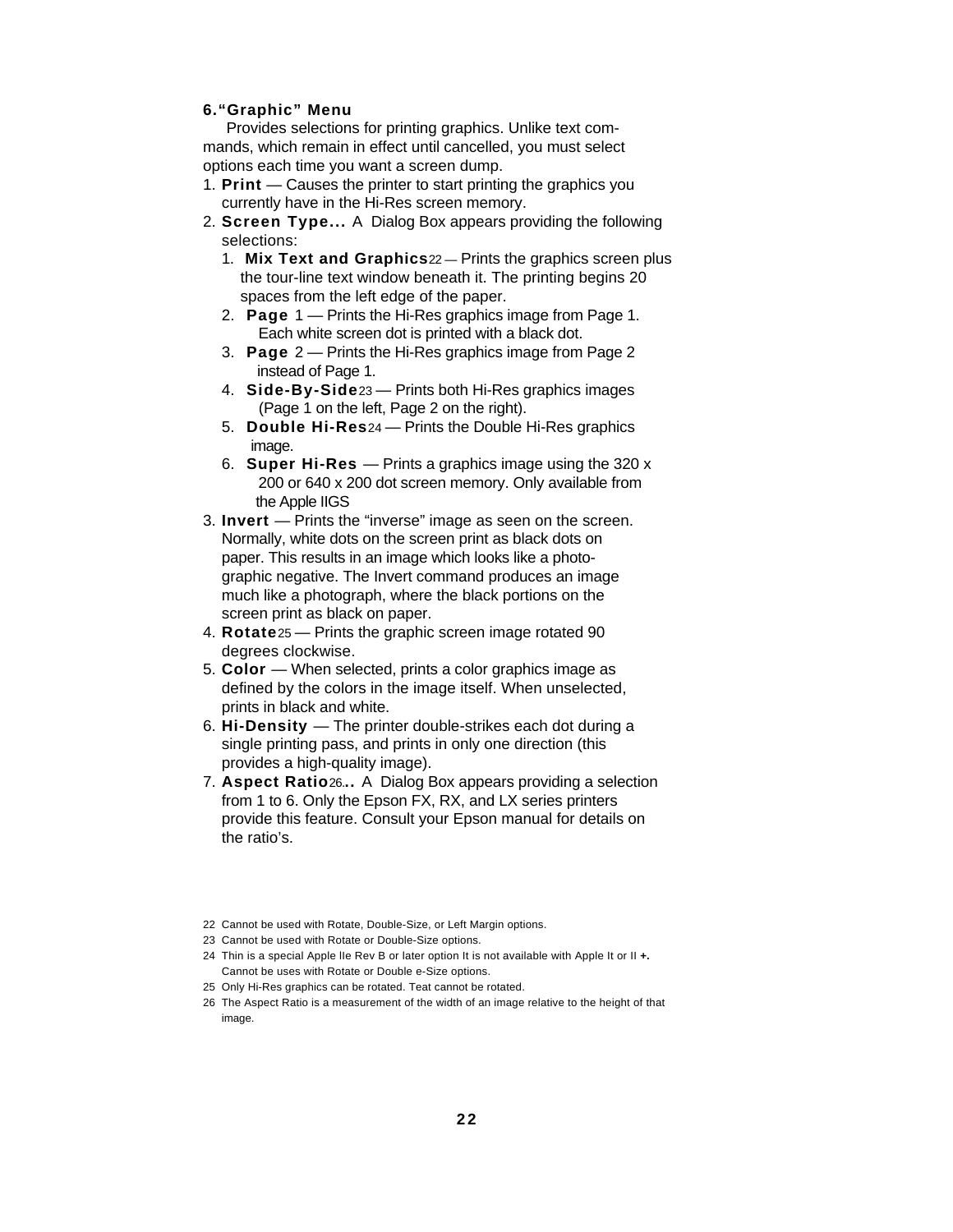### 6. "Graphic" Menu

Provides selections for printing graphics. Unlike text commands, which remain in effect until cancelled, you must select options each time you want a screen dump.

1. **Print** — Causes the printer to start printing the graphics you currently have in the Hi-Res screen memory.
2. **Screen Type...** A Dialog Box appears providing the following selections:
   1. **Mix Text and Graphics**[22] — Prints the graphics screen plus the tour-line text window beneath it. The printing begins 20 spaces from the left edge of the paper.
   2. **Page** 1 — Prints the Hi-Res graphics image from Page 1. Each white screen dot is printed with a black dot.
   3. **Page** 2 — Prints the Hi-Res graphics image from Page 2 instead of Page 1.
   4. **Side-By-Side**[23] — Prints both Hi-Res graphics images (Page 1 on the left, Page 2 on the right).
   5. **Double Hi-Res**[24] — Prints the Double Hi-Res graphics image.
   6. **Super Hi-Res** — Prints a graphics image using the 320 x 200 or 640 x 200 dot screen memory. Only available from the Apple IIGS
3. **Invert** — Prints the "inverse" image as seen on the screen. Normally, white dots on the screen print as black dots on paper. This results in an image which looks like a photographic negative. The Invert command produces an image much like a photograph, where the black portions on the screen print as black on paper.
4. **Rotate**[25] — Prints the graphic screen image rotated 90 degrees clockwise.
5. **Color** — When selected, prints a color graphics image as defined by the colors in the image itself. When unselected, prints in black and white.
6. **Hi-Density** — The printer double-strikes each dot during a single printing pass, and prints in only one direction (this provides a high-quality image).
7. **Aspect Ratio**[26]**...** A Dialog Box appears providing a selection from 1 to 6. Only the Epson FX, RX, and LX series printers provide this feature. Consult your Epson manual for details on the ratio's.

---

22 Cannot be used with Rotate, Double-Size, or Left Margin options.

23 Cannot be used with Rotate or Double-Size options.

24 Thin is a special Apple IIe Rev B or later option It is not available with Apple It or II **+.** Cannot be uses with Rotate or Double e-Size options.

25 Only Hi-Res graphics can be rotated. Teat cannot be rotated.

26 The Aspect Ratio is a measurement of the width of an image relative to the height of that image.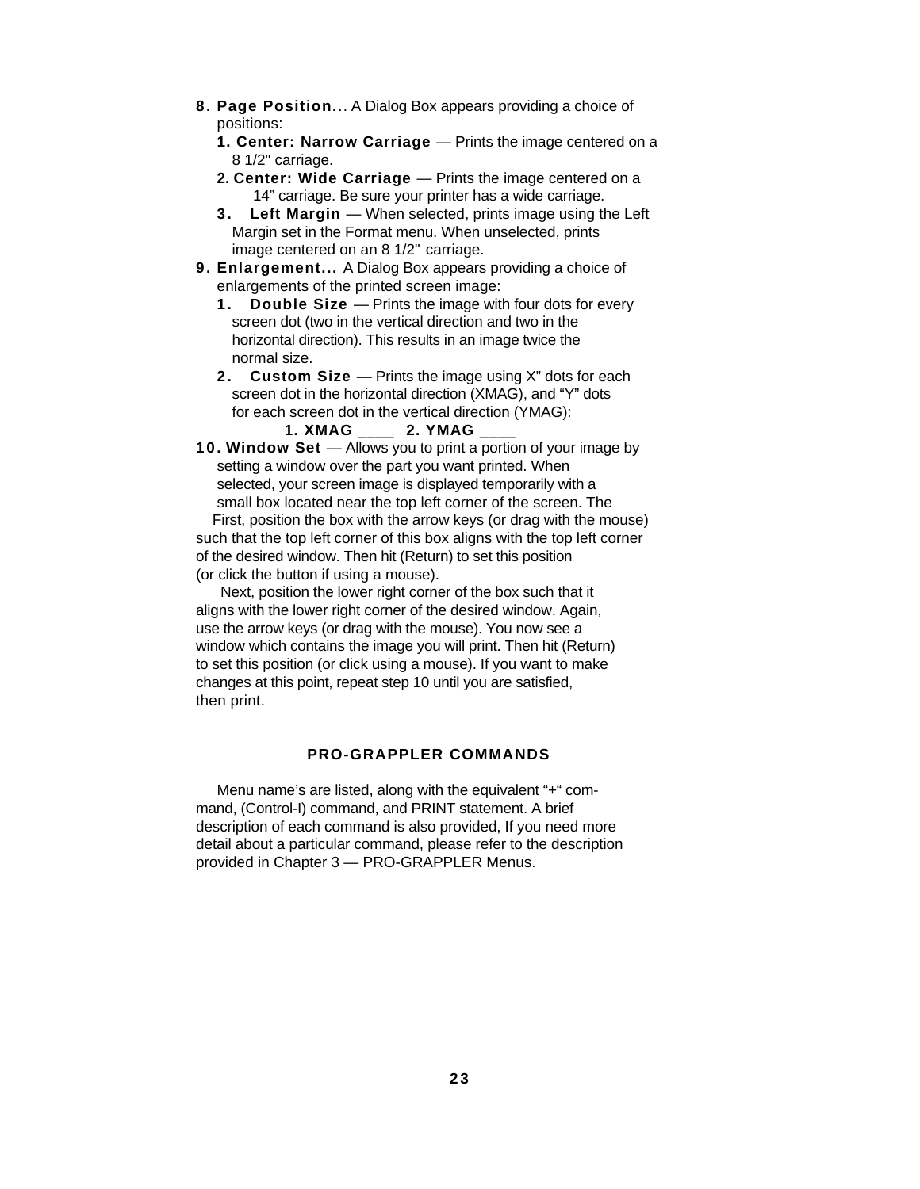**8. Page Position..**. A Dialog Box appears providing a choice of positions:

   **1. Center: Narrow Carriage** — Prints the image centered on a 8 1/2" carriage.

   **2. Center: Wide Carriage** — Prints the image centered on a 14" carriage. Be sure your printer has a wide carriage.

   **3. Left Margin** — When selected, prints image using the Left Margin set in the Format menu. When unselected, prints image centered on an 8 1/2" carriage.

**9. Enlargement...** A Dialog Box appears providing a choice of enlargements of the printed screen image:

   **1. Double Size** — Prints the image with four dots for every screen dot (two in the vertical direction and two in the horizontal direction). This results in an image twice the normal size.

   **2. Custom Size** — Prints the image using X" dots for each screen dot in the horizontal direction (XMAG), and "Y" dots for each screen dot in the vertical direction (YMAG):

   **1. XMAG** ____ **2. YMAG** ____

**10. Window Set** — Allows you to print a portion of your image by setting a window over the part you want printed. When selected, your screen image is displayed temporarily with a small box located near the top left corner of the screen. The First, position the box with the arrow keys (or drag with the mouse) such that the top left corner of this box aligns with the top left corner of the desired window. Then hit (Return) to set this position (or click the button if using a mouse).

Next, position the lower right corner of the box such that it aligns with the lower right corner of the desired window. Again, use the arrow keys (or drag with the mouse). You now see a window which contains the image you will print. Then hit (Return) to set this position (or click using a mouse). If you want to make changes at this point, repeat step 10 until you are satisfied, then print.

## PRO-GRAPPLER COMMANDS

Menu name's are listed, along with the equivalent "+" command, (Control-I) command, and PRINT statement. A brief description of each command is also provided, If you need more detail about a particular command, please refer to the description provided in Chapter 3 — PRO-GRAPPLER Menus.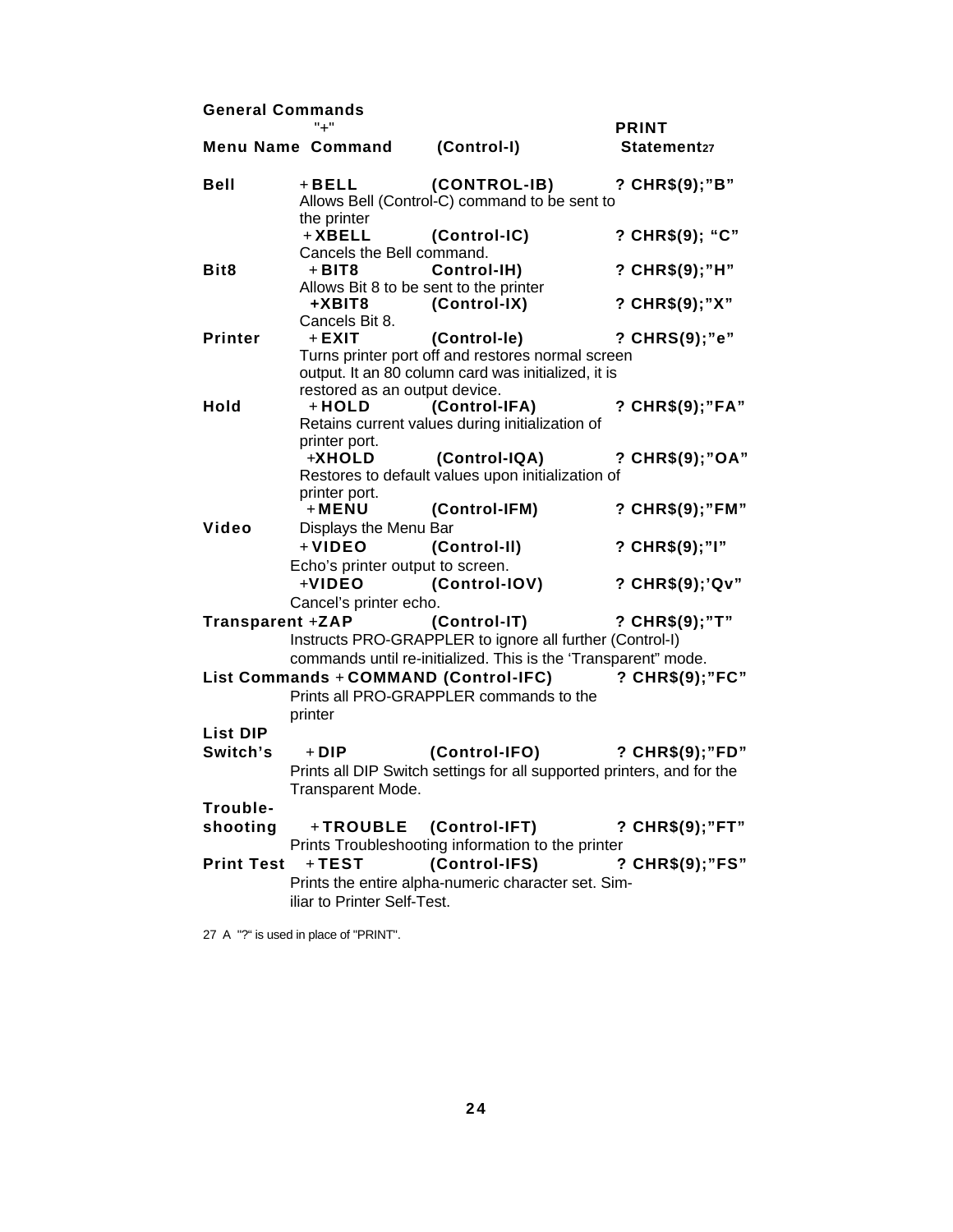## General Commands

| Menu Name | "+" Command | (Control-I) | PRINT Statement[27] |
|---|---|---|---|
| **Bell** | +**BELL** | **(CONTROL-IB)** | **? CHR$(9);"B"** |
| | Allows Bell (Control-C) command to be sent to the printer | | |
| | +**XBELL** | **(Control-IC)** | **? CHR$(9); "C"** |
| | Cancels the Bell command. | | |
| **Bit8** | +**BIT8** | **Control-IH)** | **? CHR$(9);"H"** |
| | Allows Bit 8 to be sent to the printer | | |
| | **+XBIT8** | **(Control-IX)** | **? CHR$(9);"X"** |
| | Cancels Bit 8. | | |
| **Printer** | +**EXIT** | **(Control-Ie)** | **? CHRS(9);"e"** |
| | Turns printer port off and restores normal screen output. It an 80 column card was initialized, it is restored as an output device. | | |
| **Hold** | +**HOLD** | **(Control-IFA)** | **? CHR$(9);"FA"** |
| | Retains current values during initialization of printer port. | | |
| | +**XHOLD** | **(Control-IQA)** | **? CHR$(9);"OA"** |
| | Restores to default values upon initialization of printer port. | | |
| | +**MENU** | **(Control-IFM)** | **? CHR$(9);"FM"** |
| **Video** | Displays the Menu Bar | | |
| | +**VIDEO** | **(Control-II)** | **? CHR$(9);"I"** |
| | Echo's printer output to screen. | | |
| | +**VIDEO** | **(Control-IOV)** | **? CHR$(9);'Qv"** |
| | Cancel's printer echo. | | |
| **Transparent** | +**ZAP** | **(Control-IT)** | **? CHR$(9);"T"** |
| | Instructs PRO-GRAPPLER to ignore all further (Control-I) commands until re-initialized. This is the 'Transparent" mode. | | |
| **List Commands** | +**COMMAND** | **(Control-IFC)** | **? CHR$(9);"FC"** |
| | Prints all PRO-GRAPPLER commands to the printer | | |
| **List DIP Switch's** | +**DIP** | **(Control-IFO)** | **? CHR$(9);"FD"** |
| | Prints all DIP Switch settings for all supported printers, and for the Transparent Mode. | | |
| **Trouble-shooting** | +**TROUBLE** | **(Control-IFT)** | **? CHR$(9);"FT"** |
| | Prints Troubleshooting information to the printer | | |
| **Print Test** | +**TEST** | **(Control-IFS)** | **? CHR$(9);"FS"** |
| | Prints the entire alpha-numeric character set. Similiar to Printer Self-Test. | | |

27 A "?" is used in place of "PRINT".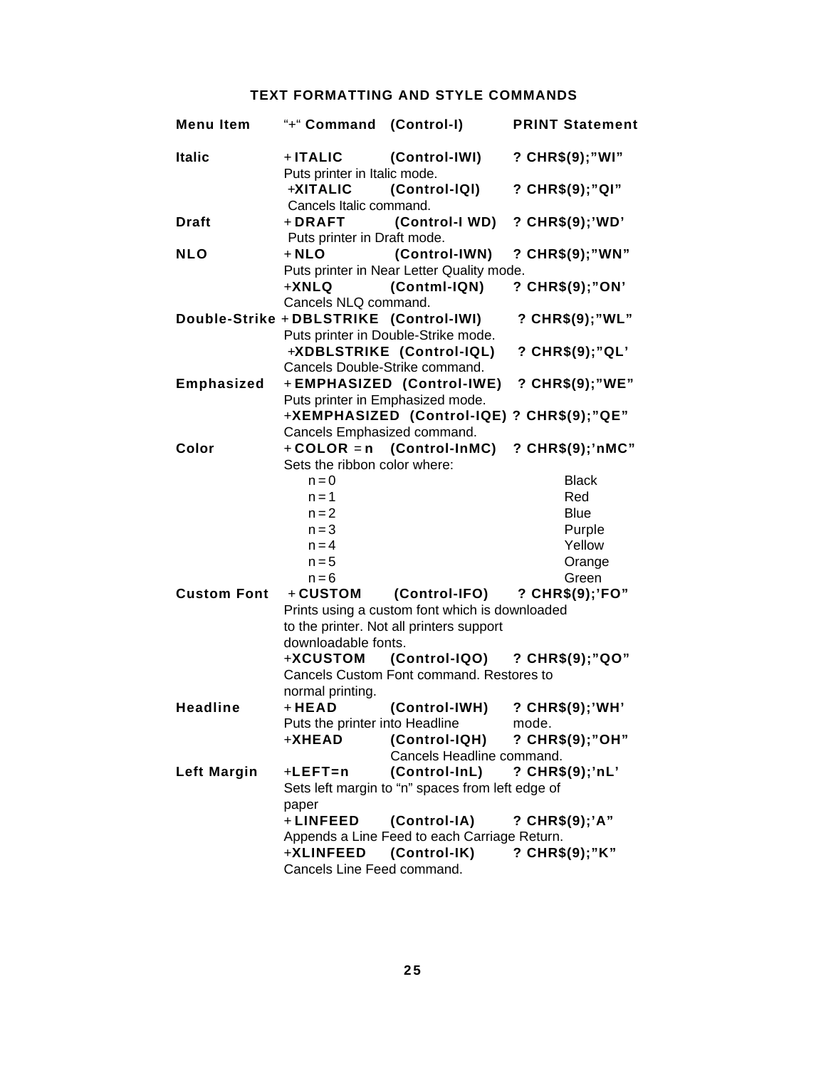## TEXT FORMATTING AND STYLE COMMANDS

| Menu Item | "+" Command | (Control-I) | PRINT Statement |
|---|---|---|---|
| **Italic** | **+ITALIC** | **(Control-IWI)** | **? CHR$(9);"WI"** |
| | Puts printer in Italic mode. | | |
| | **+XITALIC** | **(Control-IQI)** | **? CHR$(9);"QI"** |
| | Cancels Italic command. | | |
| **Draft** | **+DRAFT** | **(Control-I WD)** | **? CHR$(9);'WD'** |
| | Puts printer in Draft mode. | | |
| **NLO** | **+NLO** | **(Control-IWN)** | **? CHR$(9);"WN"** |
| | Puts printer in Near Letter Quality mode. | | |
| | **+XNLQ** | **(Contml-IQN)** | **? CHR$(9);"ON'** |
| | Cancels NLQ command. | | |
| **Double-Strike** | **+DBLSTRIKE** | **(Control-IWI)** | **? CHR$(9);"WL"** |
| | Puts printer in Double-Strike mode. | | |
| | **+XDBLSTRIKE** | **(Control-IQL)** | **? CHR$(9);"QL'** |
| | Cancels Double-Strike command. | | |
| **Emphasized** | **+EMPHASIZED** | **(Control-IWE)** | **? CHR$(9);"WE"** |
| | Puts printer in Emphasized mode. | | |
| | **+XEMPHASIZED** | **(Control-IQE)** | **? CHR$(9);"QE"** |
| | Cancels Emphasized command. | | |
| **Color** | **+COLOR =n** | **(Control-InMC)** | **? CHR$(9);'nMC"** |
| | Sets the ribbon color where: | | |
| | n=0 | | Black |
| | n=1 | | Red |
| | n=2 | | Blue |
| | n=3 | | Purple |
| | n=4 | | Yellow |
| | n=5 | | Orange |
| | n=6 | | Green |
| **Custom Font** | **+CUSTOM** | **(Control-IFO)** | **? CHR$(9);'FO"** |
| | Prints using a custom font which is downloaded to the printer. Not all printers support downloadable fonts. | | |
| | **+XCUSTOM** | **(Control-IQO)** | **? CHR$(9);"QO"** |
| | Cancels Custom Font command. Restores to normal printing. | | |
| **Headline** | **+HEAD** | **(Control-IWH)** | **? CHR$(9);'WH'** |
| | Puts the printer into Headline mode. | | |
| | **+XHEAD** | **(Control-IQH)** | **? CHR$(9);"OH"** |
| | Cancels Headline command. | | |
| **Left Margin** | **+LEFT=n** | **(Control-InL)** | **? CHR$(9);'nL'** |
| | Sets left margin to "n" spaces from left edge of paper | | |
| | **+LINFEED** | **(Control-IA)** | **? CHR$(9);'A"** |
| | Appends a Line Feed to each Carriage Return. | | |
| | **+XLINFEED** | **(Control-IK)** | **? CHR$(9);"K"** |
| | Cancels Line Feed command. | | |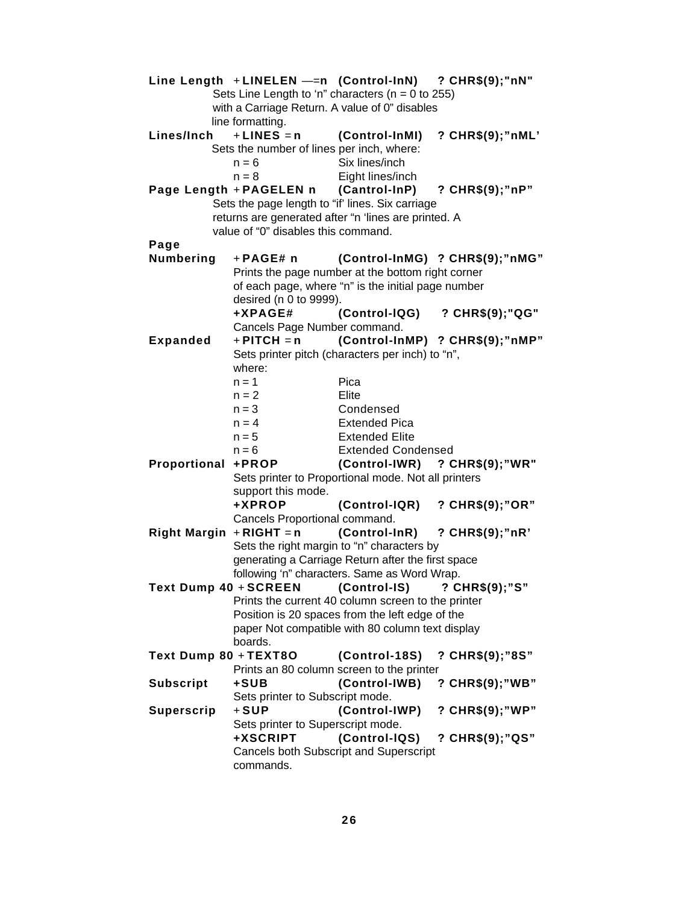**Line Length** +**LINELEN —=n** **(Control-InN)** **? CHR$(9);"nN"**
Sets Line Length to 'n" characters (n = 0 to 255) with a Carriage Return. A value of 0" disables line formatting.

**Lines/Inch** +**LINES =n** **(Control-InMI)** **? CHR$(9);"nML'**
Sets the number of lines per inch, where:

| | |
|---|---|
| n = 6 | Six lines/inch |
| n = 8 | Eight lines/inch |

**Page Length** +**PAGELEN n** **(Cantrol-InP)** **? CHR$(9);"nP"**
Sets the page length to "if' lines. Six carriage returns are generated after "n 'lines are printed. A value of "0" disables this command.

**Page Numbering** +**PAGE# n** **(Control-InMG)** **? CHR$(9);"nMG"**
Prints the page number at the bottom right corner of each page, where "n" is the initial page number desired (n 0 to 9999).

**+XPAGE#** **(Control-IQG)** **? CHR$(9);"QG"**
Cancels Page Number command.

**Expanded** +**PITCH =n** **(Control-InMP)** **? CHR$(9);"nMP"**
Sets printer pitch (characters per inch) to "n", where:

| | |
|---|---|
| n = 1 | Pica |
| n = 2 | Elite |
| n = 3 | Condensed |
| n = 4 | Extended Pica |
| n = 5 | Extended Elite |
| n = 6 | Extended Condensed |

**Proportional** **+PROP** **(Control-IWR)** **? CHR$(9);"WR"**
Sets printer to Proportional mode. Not all printers support this mode.

**+XPROP** **(Control-IQR)** **? CHR$(9);"OR"**
Cancels Proportional command.

**Right Margin** +**RIGHT =n** **(Control-InR)** **? CHR$(9);"nR'**
Sets the right margin to "n" characters by generating a Carriage Return after the first space following 'n" characters. Same as Word Wrap.

**Text Dump 40** +**SCREEN** **(Control-IS)** **? CHR$(9);"S"**
Prints the current 40 column screen to the printer Position is 20 spaces from the left edge of the paper Not compatible with 80 column text display boards.

**Text Dump 80** +**TEXT8O** **(Control-18S)** **? CHR$(9);"8S"**
Prints an 80 column screen to the printer

**Subscript** **+SUB** **(Control-IWB)** **? CHR$(9);"WB"**
Sets printer to Subscript mode.

**Superscrip** +**SUP** **(Control-IWP)** **? CHR$(9);"WP"**
Sets printer to Superscript mode.

**+XSCRIPT** **(Control-IQS)** **? CHR$(9);"QS"**
Cancels both Subscript and Superscript commands.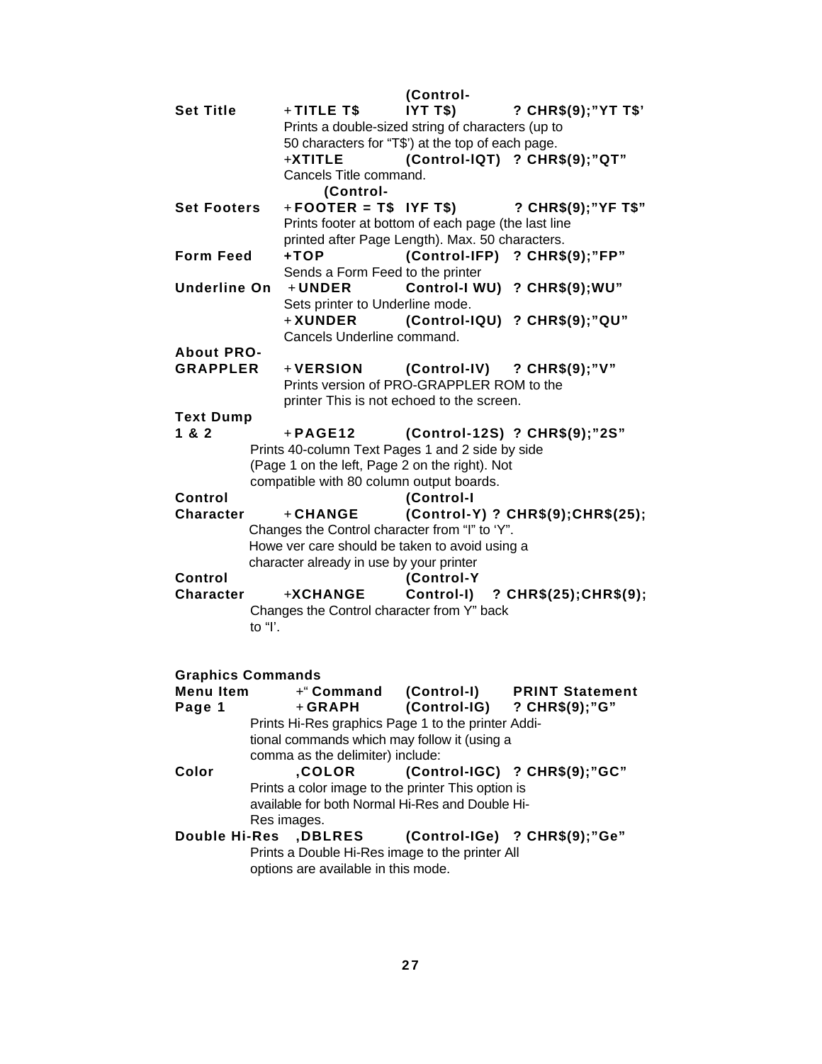**Set Title** +**TITLE T$** **(Control-IYT T$)** **? CHR$(9);"YT T$'**

Prints a double-sized string of characters (up to 50 characters for "T$') at the top of each page.

+**XTITLE** **(Control-IQT)** **? CHR$(9);"QT"**

Cancels Title command.

**Set Footers** +**FOOTER = T$** **(Control-IYF T$)** **? CHR$(9);"YF T$"**

Prints footer at bottom of each page (the last line printed after Page Length). Max. 50 characters.

**Form Feed** **+TOP** **(Control-IFP)** **? CHR$(9);"FP"**

Sends a Form Feed to the printer

**Underline On** +**UNDER** **Control-I WU)** **? CHR$(9);WU"**

Sets printer to Underline mode.

+**XUNDER** **(Control-IQU)** **? CHR$(9);"QU"**

Cancels Underline command.

**About PRO-GRAPPLER** +**VERSION** **(Control-IV)** **? CHR$(9);"V"**

Prints version of PRO-GRAPPLER ROM to the printer This is not echoed to the screen.

**Text Dump 1 & 2** +**PAGE12** **(Control-12S)** **? CHR$(9);"2S"**

Prints 40-column Text Pages 1 and 2 side by side (Page 1 on the left, Page 2 on the right). Not compatible with 80 column output boards.

**Control Character** +**CHANGE** **(Control-I (Control-Y)** **? CHR$(9);CHR$(25);**

Changes the Control character from "I" to 'Y". Howe ver care should be taken to avoid using a character already in use by your printer

**Control Character** +**XCHANGE** **(Control-Y Control-I)** **? CHR$(25);CHR$(9);**

Changes the Control character from Y" back to "I'.

**Graphics Commands**

| **Menu Item** | +" **Command** | **(Control-I)** | **PRINT Statement** |
|---|---|---|---|
| **Page 1** | +**GRAPH** | **(Control-IG)** | **? CHR$(9);"G"** |

Prints Hi-Res graphics Page 1 to the printer Additional commands which may follow it (using a comma as the delimiter) include:

**Color** **,COLOR** **(Control-IGC)** **? CHR$(9);"GC"**

Prints a color image to the printer This option is available for both Normal Hi-Res and Double Hi-Res images.

**Double Hi-Res** **,DBLRES** **(Control-IGe)** **? CHR$(9);"Ge"**

Prints a Double Hi-Res image to the printer All options are available in this mode.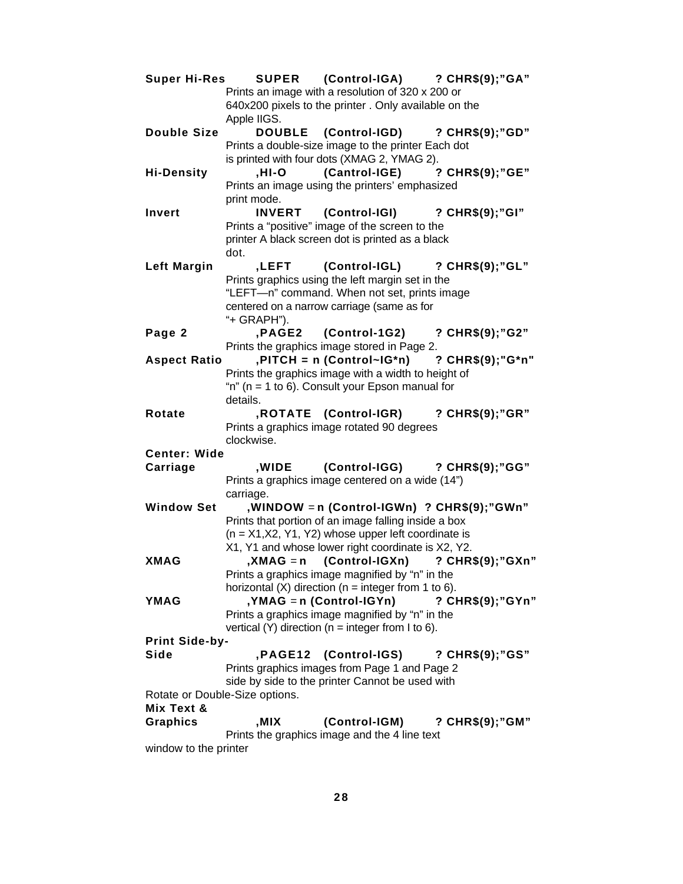**Super Hi-Res** **SUPER** **(Control-IGA)** **? CHR$(9);"GA"**
Prints an image with a resolution of 320 x 200 or 640x200 pixels to the printer . Only available on the Apple IIGS.

**Double Size** **DOUBLE** **(Control-IGD)** **? CHR$(9);"GD"**
Prints a double-size image to the printer Each dot is printed with four dots (XMAG 2, YMAG 2).

**Hi-Density** **,HI-O** **(Cantrol-IGE)** **? CHR$(9);"GE"**
Prints an image using the printers' emphasized print mode.

**Invert** **INVERT** **(Control-IGI)** **? CHR$(9);"GI"**
Prints a "positive" image of the screen to the printer A black screen dot is printed as a black dot.

**Left Margin** **,LEFT** **(Control-IGL)** **? CHR$(9);"GL"**
Prints graphics using the left margin set in the "LEFT—n" command. When not set, prints image centered on a narrow carriage (same as for "+ GRAPH").

**Page 2** **,PAGE2** **(Control-1G2)** **? CHR$(9);"G2"**
Prints the graphics image stored in Page 2.

**Aspect Ratio** **,PITCH = n (Control~IG*n)** **? CHR$(9);"G*n"**
Prints the graphics image with a width to height of "n" (n = 1 to 6). Consult your Epson manual for details.

**Rotate** **,ROTATE** **(Control-IGR)** **? CHR$(9);"GR"**
Prints a graphics image rotated 90 degrees clockwise.

**Center: Wide Carriage** **,WIDE** **(Control-IGG)** **? CHR$(9);"GG"**
Prints a graphics image centered on a wide (14") carriage.

**Window Set** **,WINDOW = n (Control-IGWn)** **? CHR$(9);"GWn"**
Prints that portion of an image falling inside a box (n = X1,X2, Y1, Y2) whose upper left coordinate is X1, Y1 and whose lower right coordinate is X2, Y2.

**XMAG** **,XMAG = n** **(Control-IGXn)** **? CHR$(9);"GXn"**
Prints a graphics image magnified by "n" in the horizontal (X) direction (n = integer from 1 to 6).

**YMAG** **,YMAG = n (Control-IGYn)** **? CHR$(9);"GYn"**
Prints a graphics image magnified by "n" in the vertical (Y) direction (n = integer from I to 6).

**Print Side-by-Side** **,PAGE12** **(Control-IGS)** **? CHR$(9);"GS"**
Prints graphics images from Page 1 and Page 2 side by side to the printer Cannot be used with Rotate or Double-Size options.

**Mix Text & Graphics** **,MIX** **(Control-IGM)** **? CHR$(9);"GM"**
Prints the graphics image and the 4 line text window to the printer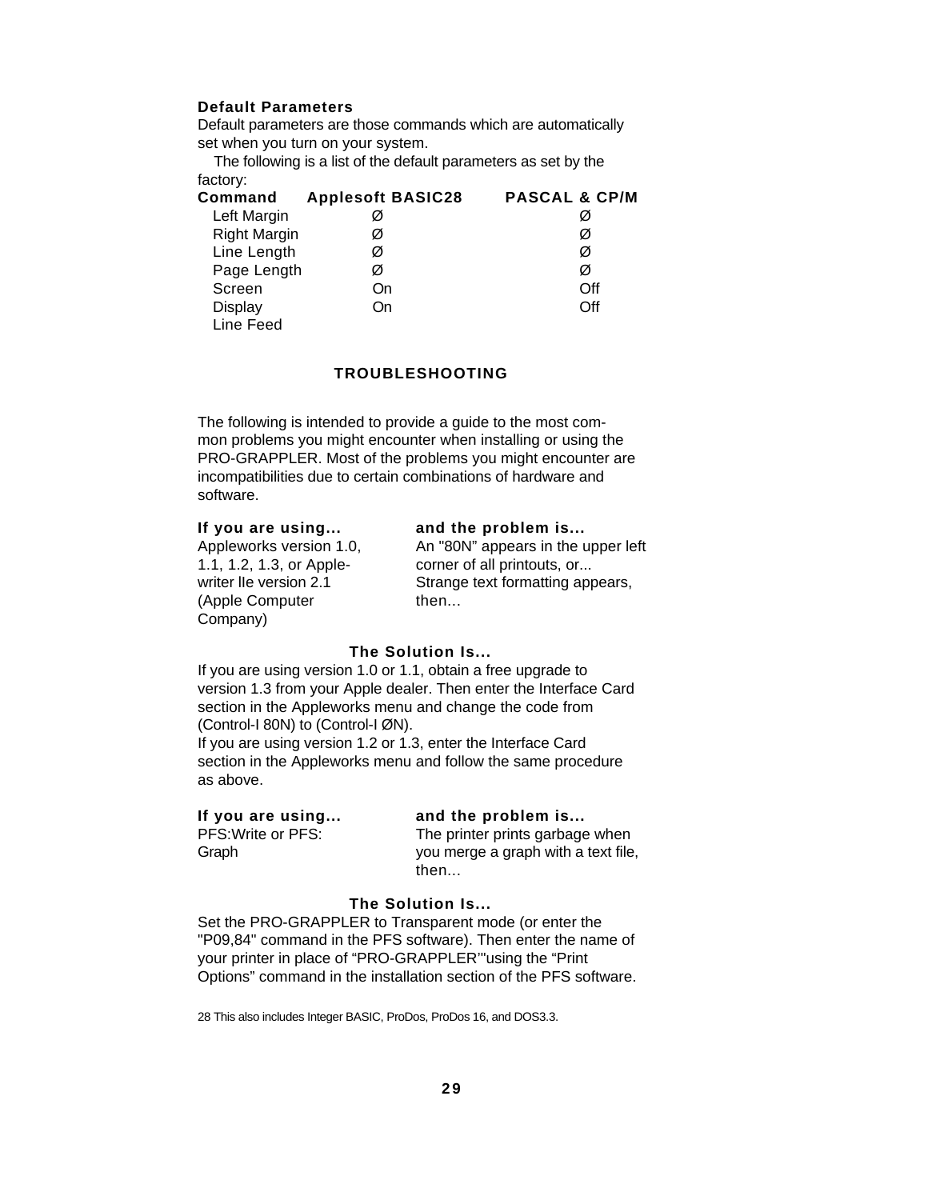**Default Parameters**

Default parameters are those commands which are automatically set when you turn on your system.

The following is a list of the default parameters as set by the factory:

| Command | Applesoft BASIC[28] | PASCAL & CP/M |
| --- | --- | --- |
| Left Margin | Ø | Ø |
| Right Margin | Ø | Ø |
| Line Length | Ø | Ø |
| Page Length | Ø | Ø |
| Screen | On | Off |
| Display | On | Off |
| Line Feed | | |

## TROUBLESHOOTING

The following is intended to provide a guide to the most common problems you might encounter when installing or using the PRO-GRAPPLER. Most of the problems you might encounter are incompatibilities due to certain combinations of hardware and software.

| If you are using... | and the problem is... |
| --- | --- |
| Appleworks version 1.0, 1.1, 1.2, 1.3, or Applewriter IIe version 2.1 (Apple Computer Company) | An "80N" appears in the upper left corner of all printouts, or... Strange text formatting appears, then... |

**The Solution Is...**

If you are using version 1.0 or 1.1, obtain a free upgrade to version 1.3 from your Apple dealer. Then enter the Interface Card section in the Appleworks menu and change the code from (Control-I 80N) to (Control-I ØN).

If you are using version 1.2 or 1.3, enter the Interface Card section in the Appleworks menu and follow the same procedure as above.

| If you are using... | and the problem is... |
| --- | --- |
| PFS:Write or PFS: Graph | The printer prints garbage when you merge a graph with a text file, then... |

**The Solution Is...**

Set the PRO-GRAPPLER to Transparent mode (or enter the "P09,84" command in the PFS software). Then enter the name of your printer in place of “PRO-GRAPPLER”"using the “Print Options” command in the installation section of the PFS software.

28 This also includes Integer BASIC, ProDos, ProDos 16, and DOS3.3.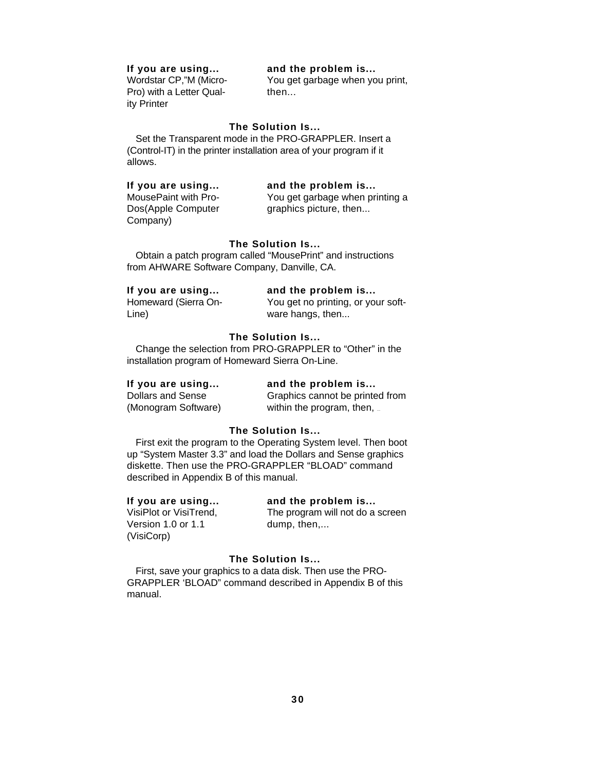| If you are using... | and the problem is... |
| --- | --- |
| Wordstar CP,"M (Micro-Pro) with a Letter Quality Printer | You get garbage when you print, then... |

**The Solution Is...**

Set the Transparent mode in the PRO-GRAPPLER. Insert a (Control-IT) in the printer installation area of your program if it allows.

| If you are using... | and the problem is... |
| --- | --- |
| MousePaint with Pro-Dos(Apple Computer Company) | You get garbage when printing a graphics picture, then... |

**The Solution Is...**

Obtain a patch program called "MousePrint" and instructions from AHWARE Software Company, Danville, CA.

| If you are using... | and the problem is... |
| --- | --- |
| Homeward (Sierra On-Line) | You get no printing, or your software hangs, then... |

**The Solution Is...**

Change the selection from PRO-GRAPPLER to "Other" in the installation program of Homeward Sierra On-Line.

| If you are using... | and the problem is... |
| --- | --- |
| Dollars and Sense (Monogram Software) | Graphics cannot be printed from within the program, then, ... |

**The Solution Is...**

First exit the program to the Operating System level. Then boot up "System Master 3.3" and load the Dollars and Sense graphics diskette. Then use the PRO-GRAPPLER "BLOAD" command described in Appendix B of this manual.

| If you are using... | and the problem is... |
| --- | --- |
| VisiPlot or VisiTrend, Version 1.0 or 1.1 (VisiCorp) | The program will not do a screen dump, then,... |

**The Solution Is...**

First, save your graphics to a data disk. Then use the PRO-GRAPPLER 'BLOAD" command described in Appendix B of this manual.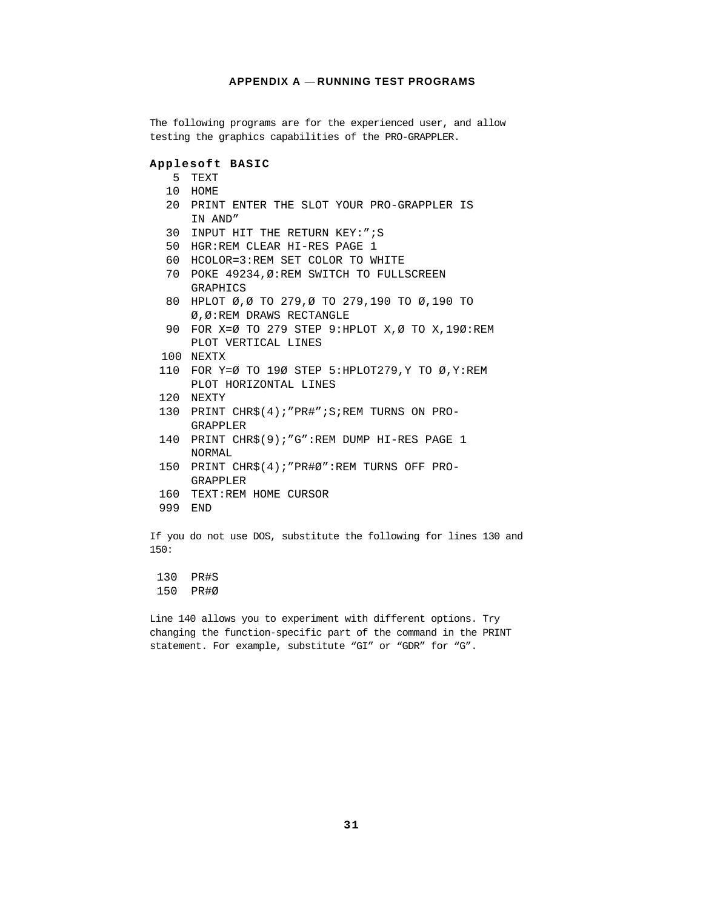## APPENDIX A — RUNNING TEST PROGRAMS

The following programs are for the experienced user, and allow testing the graphics capabilities of the PRO-GRAPPLER.

**Applesoft BASIC**

```
   5  TEXT
  10  HOME
  20  PRINT ENTER THE SLOT YOUR PRO-GRAPPLER IS
      IN AND”
  30  INPUT HIT THE RETURN KEY:”;S
  50  HGR:REM CLEAR HI-RES PAGE 1
  60  HCOLOR=3:REM SET COLOR TO WHITE
  70  POKE 49234,Ø:REM SWITCH TO FULLSCREEN
      GRAPHICS
  80  HPLOT Ø,Ø TO 279,Ø TO 279,190 TO Ø,190 TO
      Ø,Ø:REM DRAWS RECTANGLE
  90  FOR X=Ø TO 279 STEP 9:HPLOT X,Ø TO X,19Ø:REM
      PLOT VERTICAL LINES
 100  NEXTX
 110  FOR Y=Ø TO 19Ø STEP 5:HPLOT279,Y TO Ø,Y:REM
      PLOT HORIZONTAL LINES
 120  NEXTY
 130  PRINT CHR$(4);”PR#”;S;REM TURNS ON PRO-
      GRAPPLER
 140  PRINT CHR$(9);”G”:REM DUMP HI-RES PAGE 1
      NORMAL
 150  PRINT CHR$(4);”PR#Ø”:REM TURNS OFF PRO-
      GRAPPLER
 160  TEXT:REM HOME CURSOR
 999  END
```

If you do not use DOS, substitute the following for lines 130 and 150:

```
 130  PR#S
 150  PR#Ø
```

Line 140 allows you to experiment with different options. Try changing the function-specific part of the command in the PRINT statement. For example, substitute “GI” or “GDR” for “G”.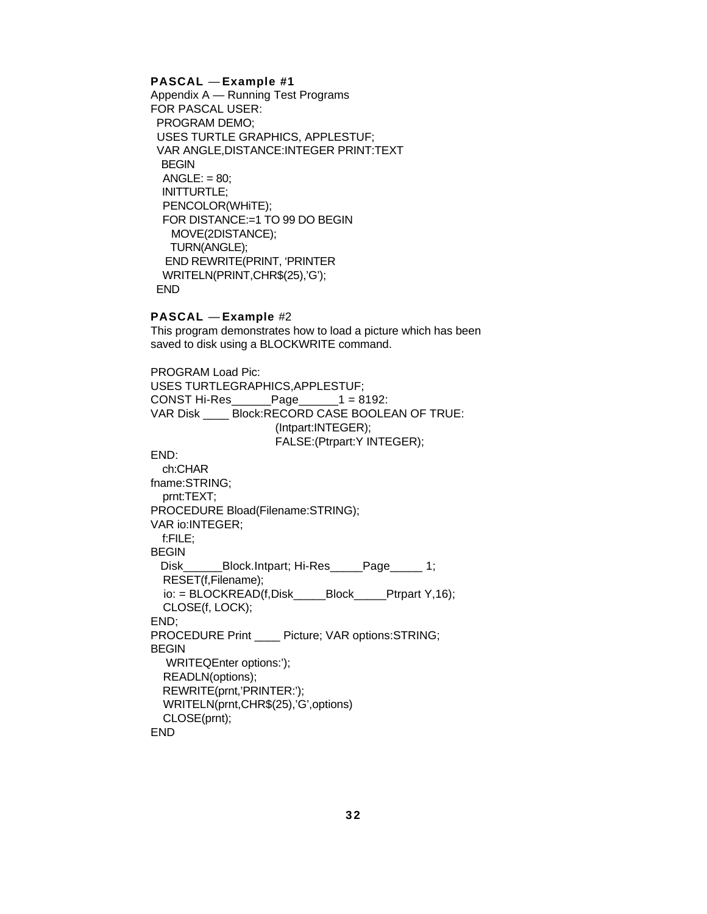**PASCAL — Example #1**

Appendix A — Running Test Programs

FOR PASCAL USER:

```
 PROGRAM DEMO;
 USES TURTLE GRAPHICS, APPLESTUF;
 VAR ANGLE,DISTANCE:INTEGER PRINT:TEXT
  BEGIN
   ANGLE: = 80;
   INITTURTLE;
   PENCOLOR(WHiTE);
   FOR DISTANCE:=1 TO 99 DO BEGIN
     MOVE(2DISTANCE);
     TURN(ANGLE);
    END REWRITE(PRINT, 'PRINTER
   WRITELN(PRINT,CHR$(25),'G');
 END
```

**PASCAL — Example** #2

This program demonstrates how to load a picture which has been saved to disk using a BLOCKWRITE command.

```
PROGRAM Load Pic:
USES TURTLEGRAPHICS,APPLESTUF;
CONST Hi-Res______Page______1 = 8192:
VAR Disk ____ Block:RECORD CASE BOOLEAN OF TRUE:
                          (Intpart:INTEGER);
                          FALSE:(Ptrpart:Y INTEGER);
END:
   ch:CHAR
fname:STRING;
   prnt:TEXT;
PROCEDURE Bload(Filename:STRING);
VAR io:INTEGER;
   f:FILE;
BEGIN
  Disk______Block.Intpart; Hi-Res_____Page_____ 1;
   RESET(f,Filename);
   io: = BLOCKREAD(f,Disk_____Block_____Ptrpart Y,16);
   CLOSE(f, LOCK);
END;
PROCEDURE Print ____ Picture; VAR options:STRING;
BEGIN
    WRITEQEnter options:');
   READLN(options);
   REWRITE(prnt,'PRINTER:');
   WRITELN(prnt,CHR$(25),'G',options)
   CLOSE(prnt);
END
```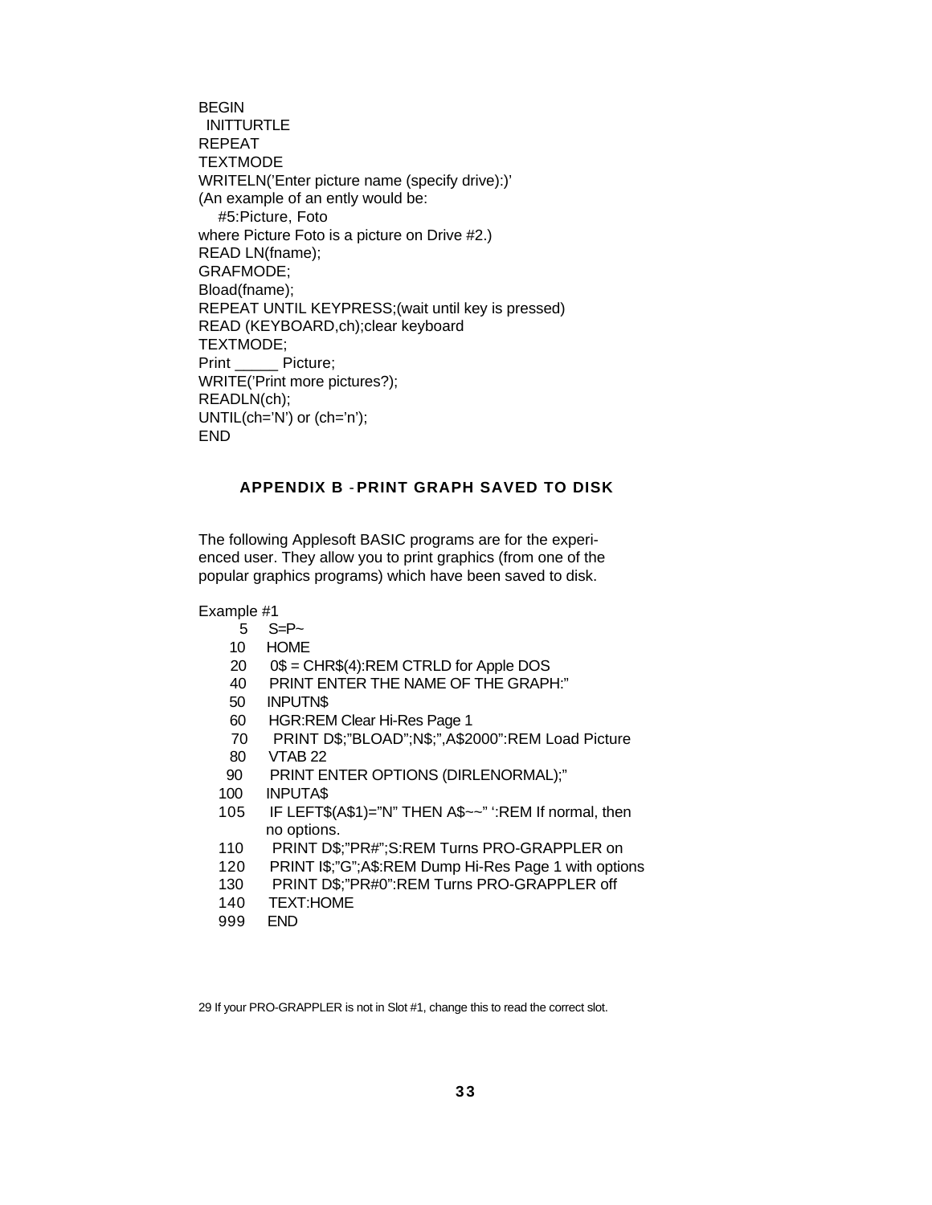```
BEGIN
  INITTURTLE
REPEAT
TEXTMODE
WRITELN('Enter picture name (specify drive):)'
(An example of an ently would be:
   #5:Picture, Foto
where Picture Foto is a picture on Drive #2.)
READ LN(fname);
GRAFMODE;
Bload(fname);
REPEAT UNTIL KEYPRESS;(wait until key is pressed)
READ (KEYBOARD,ch);clear keyboard
TEXTMODE;
Print _____ Picture;
WRITE('Print more pictures?);
READLN(ch);
UNTIL(ch='N') or (ch='n');
END
```

## APPENDIX B - PRINT GRAPH SAVED TO DISK

The following Applesoft BASIC programs are for the experienced user. They allow you to print graphics (from one of the popular graphics programs) which have been saved to disk.

Example #1

```
  5   S=P~
 10   HOME
 20   0$ = CHR$(4):REM CTRLD for Apple DOS
 40   PRINT ENTER THE NAME OF THE GRAPH:"
 50   INPUTN$
 60   HGR:REM Clear Hi-Res Page 1
 70   PRINT D$;"BLOAD";N$;",A$2000":REM Load Picture
 80   VTAB 22
 90   PRINT ENTER OPTIONS (DIRLENORMAL);"
100   INPUTA$
105   IF LEFT$(A$1)="N" THEN A$~~" ':REM If normal, then
      no options.
110   PRINT D$;"PR#";S:REM Turns PRO-GRAPPLER on
120   PRINT I$;"G";A$:REM Dump Hi-Res Page 1 with options
130   PRINT D$;"PR#0":REM Turns PRO-GRAPPLER off
140   TEXT:HOME
999   END
```

29 If your PRO-GRAPPLER is not in Slot #1, change this to read the correct slot.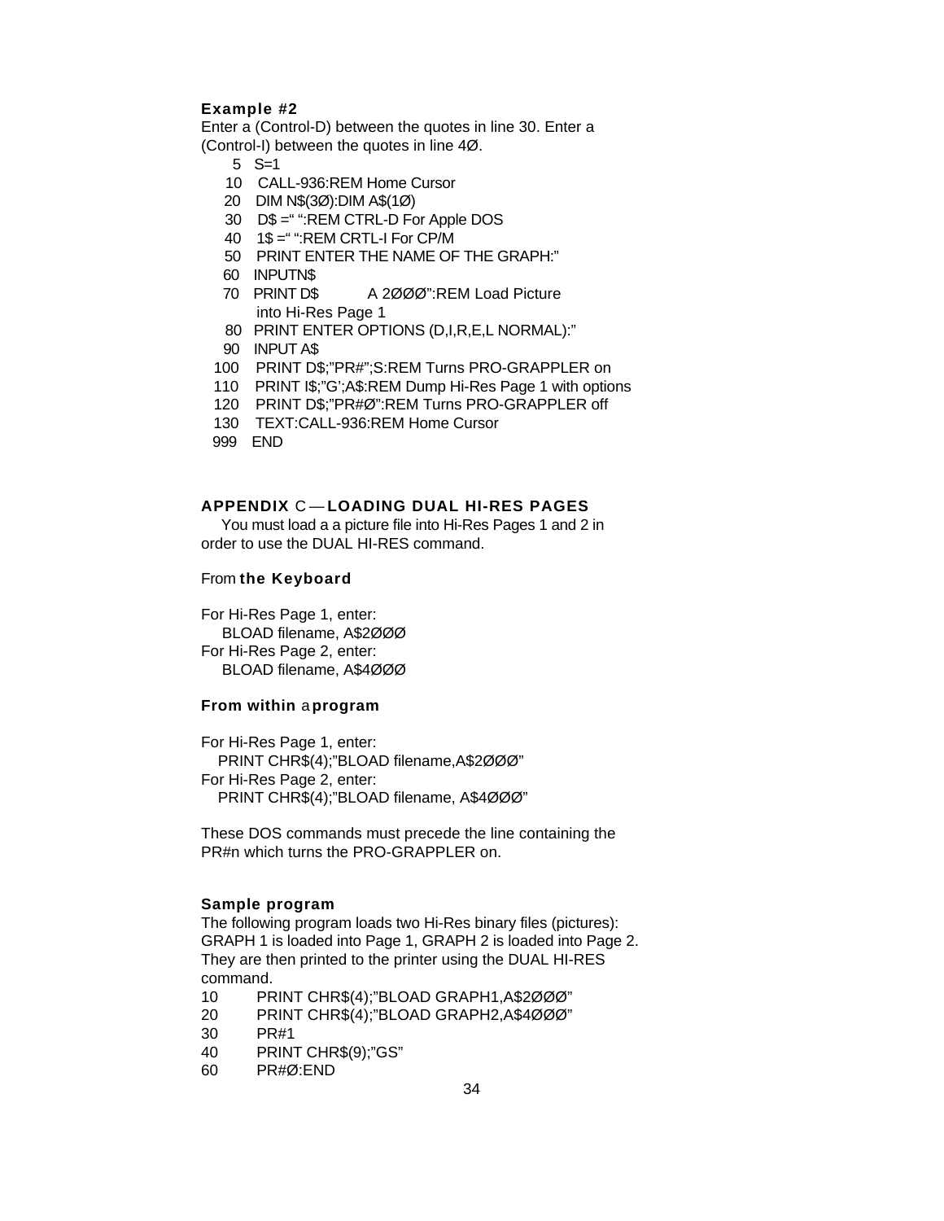**Example #2**

Enter a (Control-D) between the quotes in line 30. Enter a (Control-I) between the quotes in line 4Ø.

```
  5  S=1
 10  CALL-936:REM Home Cursor
 20  DIM N$(3Ø):DIM A$(1Ø)
 30  D$ =" ":REM CTRL-D For Apple DOS
 40  1$ =" ":REM CRTL-I For CP/M
 50  PRINT ENTER THE NAME OF THE GRAPH:"
 60  INPUTN$
 70  PRINT D$          A 2ØØØ":REM Load Picture
     into Hi-Res Page 1
 80  PRINT ENTER OPTIONS (D,I,R,E,L NORMAL):"
 90  INPUT A$
100  PRINT D$;"PR#";S:REM Turns PRO-GRAPPLER on
110  PRINT I$;"G';A$:REM Dump Hi-Res Page 1 with options
120  PRINT D$;"PR#Ø":REM Turns PRO-GRAPPLER off
130  TEXT:CALL-936:REM Home Cursor
999  END
```

## APPENDIX C — LOADING DUAL HI-RES PAGES

You must load a a picture file into Hi-Res Pages 1 and 2 in order to use the DUAL HI-RES command.

### From **the Keyboard**

For Hi-Res Page 1, enter:
```
BLOAD filename, A$2ØØØ
```
For Hi-Res Page 2, enter:
```
BLOAD filename, A$4ØØØ
```

### From within a program

For Hi-Res Page 1, enter:
```
PRINT CHR$(4);"BLOAD filename,A$2ØØØ"
```
For Hi-Res Page 2, enter:
```
PRINT CHR$(4);"BLOAD filename, A$4ØØØ"
```

These DOS commands must precede the line containing the PR#n which turns the PRO-GRAPPLER on.

### Sample program

The following program loads two Hi-Res binary files (pictures): GRAPH 1 is loaded into Page 1, GRAPH 2 is loaded into Page 2. They are then printed to the printer using the DUAL HI-RES command.

```
10    PRINT CHR$(4);"BLOAD GRAPH1,A$2ØØØ"
20    PRINT CHR$(4);"BLOAD GRAPH2,A$4ØØØ"
30    PR#1
40    PRINT CHR$(9);"GS"
60    PR#Ø:END
```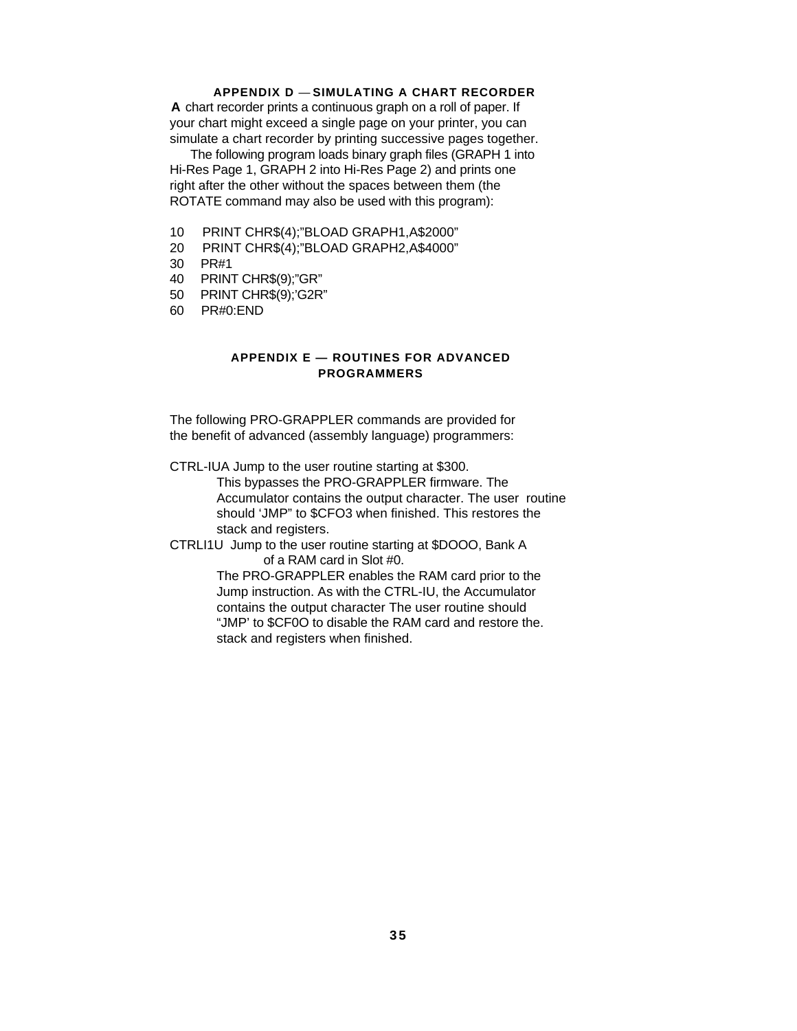## APPENDIX D — SIMULATING A CHART RECORDER

**A** chart recorder prints a continuous graph on a roll of paper. If your chart might exceed a single page on your printer, you can simulate a chart recorder by printing successive pages together.

The following program loads binary graph files (GRAPH 1 into Hi-Res Page 1, GRAPH 2 into Hi-Res Page 2) and prints one right after the other without the spaces between them (the ROTATE command may also be used with this program):

```
10   PRINT CHR$(4);"BLOAD GRAPH1,A$2000"
20   PRINT CHR$(4);"BLOAD GRAPH2,A$4000"
30   PR#1
40   PRINT CHR$(9);"GR"
50   PRINT CHR$(9);'G2R"
60   PR#0:END
```

## APPENDIX E — ROUTINES FOR ADVANCED PROGRAMMERS

The following PRO-GRAPPLER commands are provided for the benefit of advanced (assembly language) programmers:

CTRL-IUA Jump to the user routine starting at $300.

This bypasses the PRO-GRAPPLER firmware. The Accumulator contains the output character. The user routine should 'JMP" to $CFO3 when finished. This restores the stack and registers.

CTRLI1U Jump to the user routine starting at $DOOO, Bank A of a RAM card in Slot #0.

The PRO-GRAPPLER enables the RAM card prior to the Jump instruction. As with the CTRL-IU, the Accumulator contains the output character The user routine should "JMP' to $CF0O to disable the RAM card and restore the. stack and registers when finished.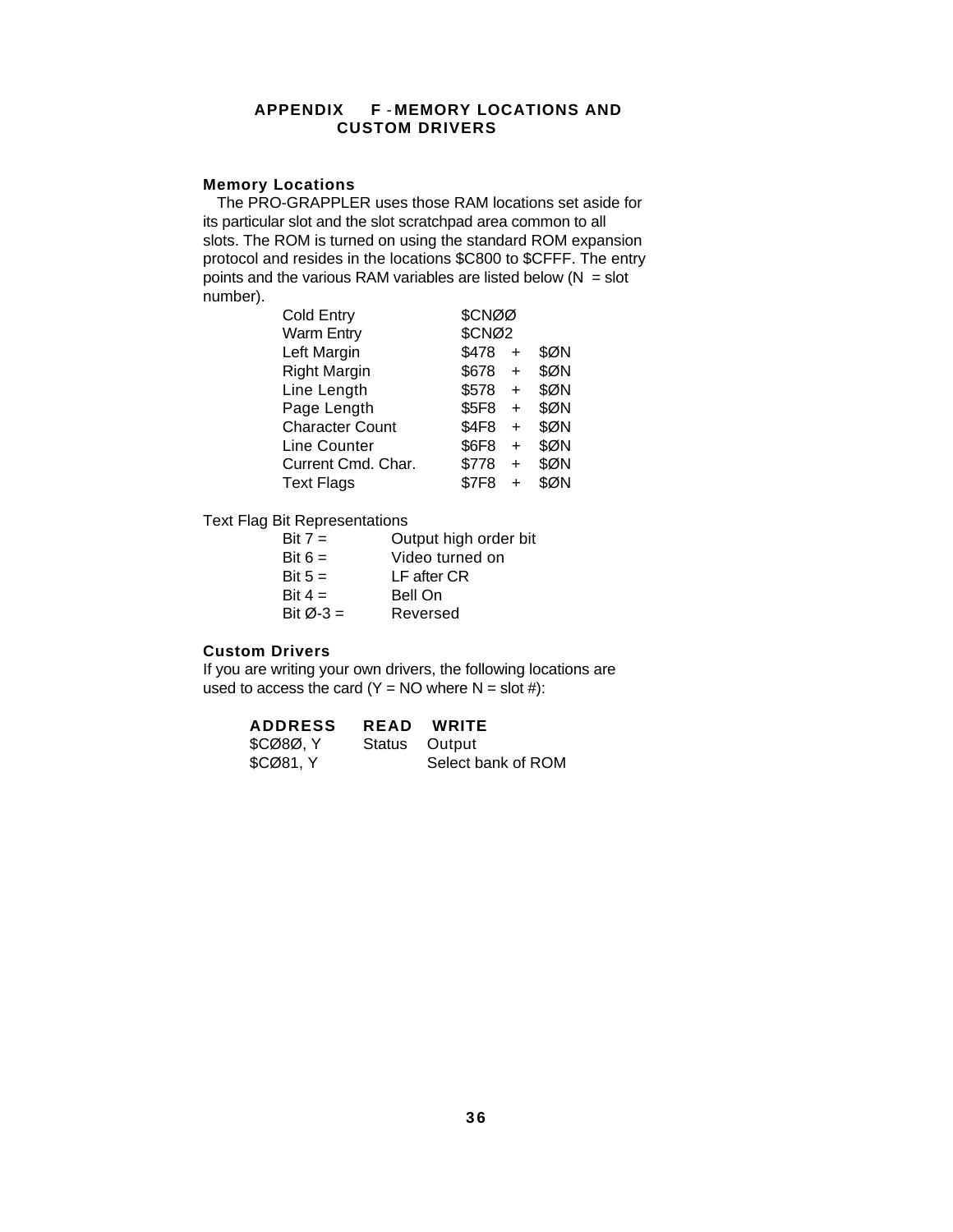# APPENDIX F - MEMORY LOCATIONS AND CUSTOM DRIVERS

## Memory Locations

The PRO-GRAPPLER uses those RAM locations set aside for its particular slot and the slot scratchpad area common to all slots. The ROM is turned on using the standard ROM expansion protocol and resides in the locations $C800 to $CFFF. The entry points and the various RAM variables are listed below (N = slot number).

| | | | |
|---|---|---|---|
| Cold Entry | $CNØØ | | |
| Warm Entry | $CNØ2 | | |
| Left Margin | $478 | + | $ØN |
| Right Margin | $678 | + | $ØN |
| Line Length | $578 | + | $ØN |
| Page Length | $5F8 | + | $ØN |
| Character Count | $4F8 | + | $ØN |
| Line Counter | $6F8 | + | $ØN |
| Current Cmd. Char. | $778 | + | $ØN |
| Text Flags | $7F8 | + | $ØN |

Text Flag Bit Representations

| | |
|---|---|
| Bit 7 = | Output high order bit |
| Bit 6 = | Video turned on |
| Bit 5 = | LF after CR |
| Bit 4 = | Bell On |
| Bit Ø-3 = | Reversed |

## Custom Drivers

If you are writing your own drivers, the following locations are used to access the card (Y = NO where N = slot #):

| ADDRESS | READ | WRITE |
|---|---|---|
| $CØ8Ø, Y | Status | Output |
| $CØ81, Y | | Select bank of ROM |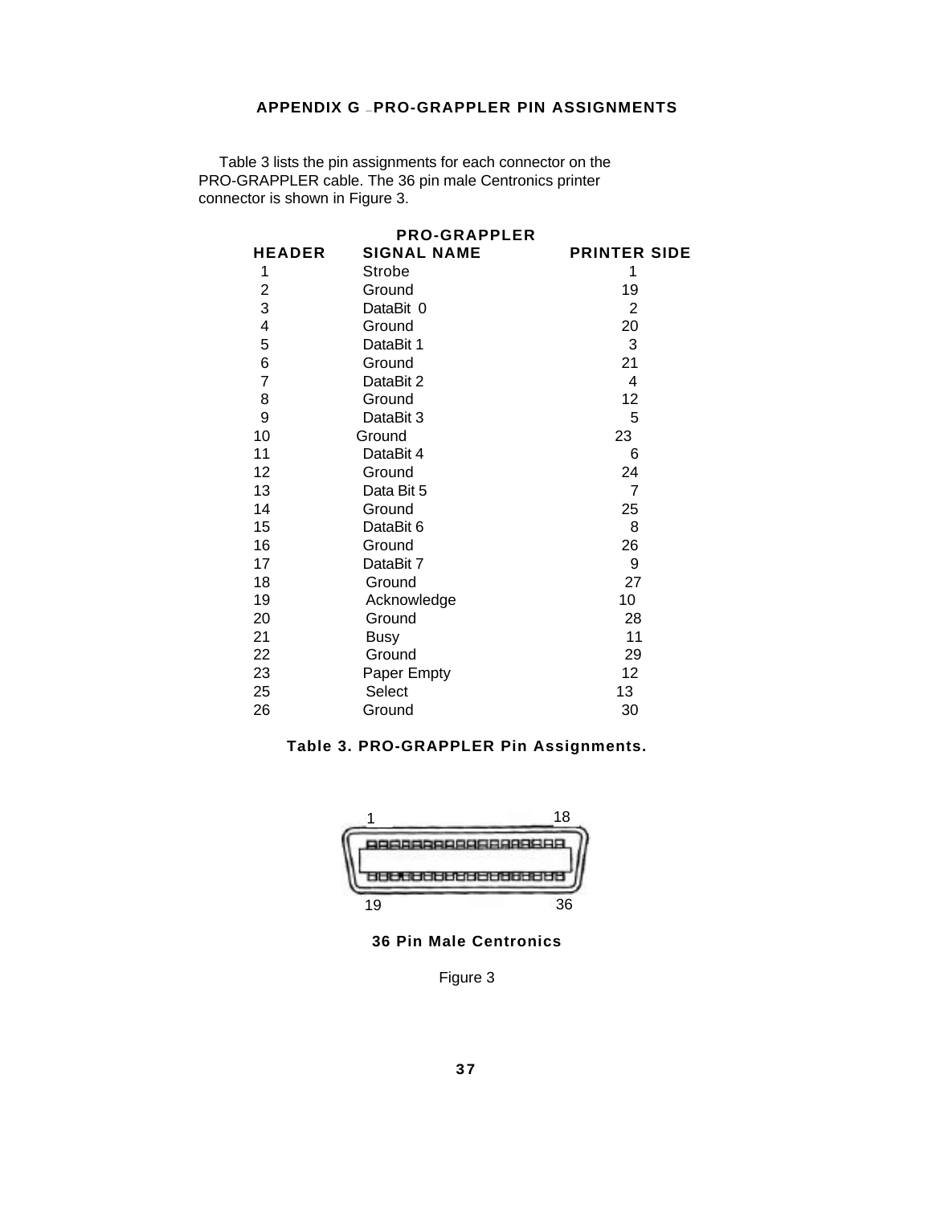# APPENDIX G _PRO-GRAPPLER PIN ASSIGNMENTS

Table 3 lists the pin assignments for each connector on the PRO-GRAPPLER cable. The 36 pin male Centronics printer connector is shown in Figure 3.

| HEADER | PRO-GRAPPLER SIGNAL NAME | PRINTER SIDE |
|---|---|---|
| 1 | Strobe | 1 |
| 2 | Ground | 19 |
| 3 | DataBit 0 | 2 |
| 4 | Ground | 20 |
| 5 | DataBit 1 | 3 |
| 6 | Ground | 21 |
| 7 | DataBit 2 | 4 |
| 8 | Ground | 12 |
| 9 | DataBit 3 | 5 |
| 10 | Ground | 23 |
| 11 | DataBit 4 | 6 |
| 12 | Ground | 24 |
| 13 | Data Bit 5 | 7 |
| 14 | Ground | 25 |
| 15 | DataBit 6 | 8 |
| 16 | Ground | 26 |
| 17 | DataBit 7 | 9 |
| 18 | Ground | 27 |
| 19 | Acknowledge | 10 |
| 20 | Ground | 28 |
| 21 | Busy | 11 |
| 22 | Ground | 29 |
| 23 | Paper Empty | 12 |
| 25 | Select | 13 |
| 26 | Ground | 30 |

**Table 3. PRO-GRAPPLER Pin Assignments.**

1
18
19
36

**36 Pin Male Centronics**

Figure 3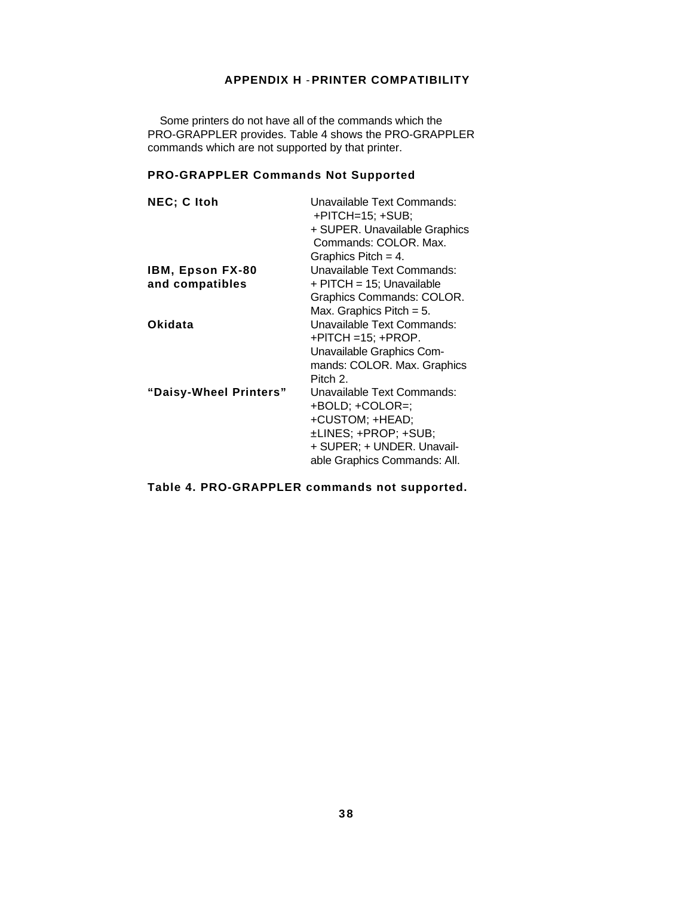## APPENDIX H - PRINTER COMPATIBILITY

Some printers do not have all of the commands which the PRO-GRAPPLER provides. Table 4 shows the PRO-GRAPPLER commands which are not supported by that printer.

### PRO-GRAPPLER Commands Not Supported

| | |
|---|---|
| **NEC; C Itoh** | Unavailable Text Commands: +PITCH=15; +SUB; + SUPER. Unavailable Graphics Commands: COLOR. Max. Graphics Pitch = 4. |
| **IBM, Epson FX-80 and compatibles** | Unavailable Text Commands: + PITCH = 15; Unavailable Graphics Commands: COLOR. Max. Graphics Pitch = 5. |
| **Okidata** | Unavailable Text Commands: +PITCH =15; +PROP. Unavailable Graphics Commands: COLOR. Max. Graphics Pitch 2. |
| **"Daisy-Wheel Printers"** | Unavailable Text Commands: +BOLD; +COLOR=; +CUSTOM; +HEAD; ±LINES; +PROP; +SUB; + SUPER; + UNDER. Unavailable Graphics Commands: All. |

**Table 4. PRO-GRAPPLER commands not supported.**